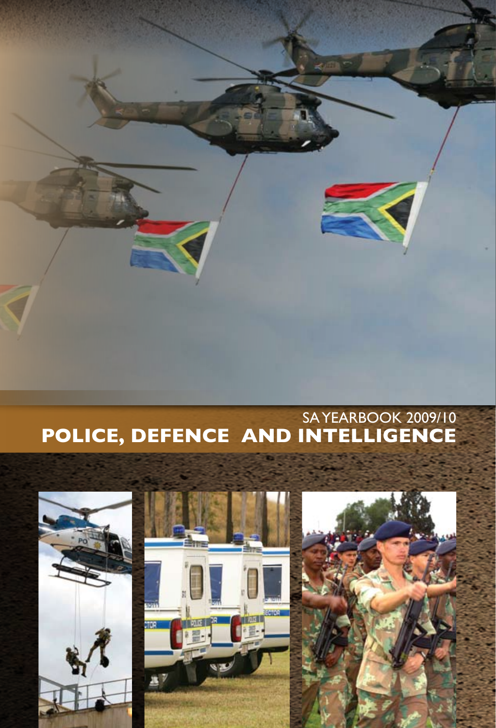SA YEARBOOK 2009/10

# POLICE, DEFENCE AND INTELLIGENCE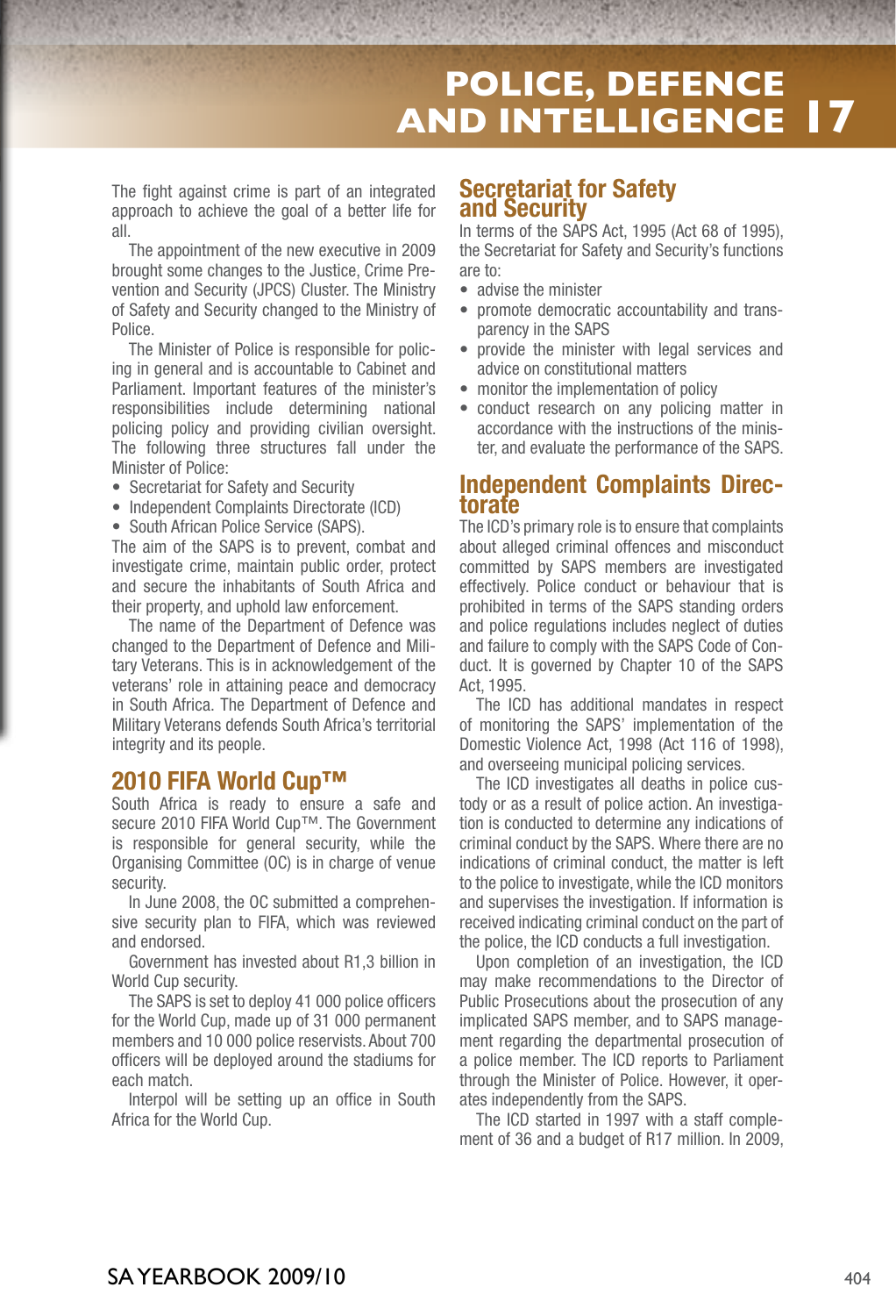# POLICE, DEFENCE AND INTELLIGENCE 17

The fight against crime is part of an integrated approach to achieve the goal of a better life for all.

The appointment of the new executive in 2009 brought some changes to the Justice, Crime Prevention and Security (JPCS) Cluster. The Ministry of Safety and Security changed to the Ministry of Police.

The Minister of Police is responsible for policing in general and is accountable to Cabinet and Parliament. Important features of the minister's responsibilities include determining national policing policy and providing civilian oversight. The following three structures fall under the Minister of Police:

- Secretariat for Safety and Security
- Independent Complaints Directorate (ICD)
- South African Police Service (SAPS).

The aim of the SAPS is to prevent, combat and investigate crime, maintain public order, protect and secure the inhabitants of South Africa and their property, and uphold law enforcement.

The name of the Department of Defence was changed to the Department of Defence and Military Veterans. This is in acknowledgement of the veterans' role in attaining peace and democracy in South Africa. The Department of Defence and Military Veterans defends South Africa's territorial integrity and its people.

## 2010 FIFA World Cup™

South Africa is ready to ensure a safe and secure 2010 FIFA World Cup™. The Government is responsible for general security, while the Organising Committee (OC) is in charge of venue security.

In June 2008, the OC submitted a comprehensive security plan to FIFA, which was reviewed and endorsed.

Government has invested about R1,3 billion in World Cup security.

The SAPS is set to deploy 41 000 police officers for the World Cup, made up of 31 000 permanent members and 10 000 police reservists. About 700 officers will be deployed around the stadiums for each match.

Interpol will be setting up an office in South Africa for the World Cup.

## Secretariat for Safety and Security

In terms of the SAPS Act, 1995 (Act 68 of 1995), the Secretariat for Safety and Security's functions are to:

- advise the minister
- promote democratic accountability and transparency in the SAPS
- provide the minister with legal services and advice on constitutional matters
- monitor the implementation of policy
- conduct research on any policing matter in accordance with the instructions of the minister, and evaluate the performance of the SAPS.

## Independent Complaints Directorate

The ICD's primary role is to ensure that complaints about alleged criminal offences and misconduct committed by SAPS members are investigated effectively. Police conduct or behaviour that is prohibited in terms of the SAPS standing orders and police regulations includes neglect of duties and failure to comply with the SAPS Code of Conduct. It is governed by Chapter 10 of the SAPS Act, 1995.

The ICD has additional mandates in respect of monitoring the SAPS' implementation of the Domestic Violence Act, 1998 (Act 116 of 1998), and overseeing municipal policing services.

The ICD investigates all deaths in police custody or as a result of police action. An investigation is conducted to determine any indications of criminal conduct by the SAPS. Where there are no indications of criminal conduct, the matter is left to the police to investigate, while the ICD monitors and supervises the investigation. If information is received indicating criminal conduct on the part of the police, the ICD conducts a full investigation.

Upon completion of an investigation, the ICD may make recommendations to the Director of Public Prosecutions about the prosecution of any implicated SAPS member, and to SAPS management regarding the departmental prosecution of a police member. The ICD reports to Parliament through the Minister of Police. However, it operates independently from the SAPS.

The ICD started in 1997 with a staff complement of 36 and a budget of R17 million. In 2009,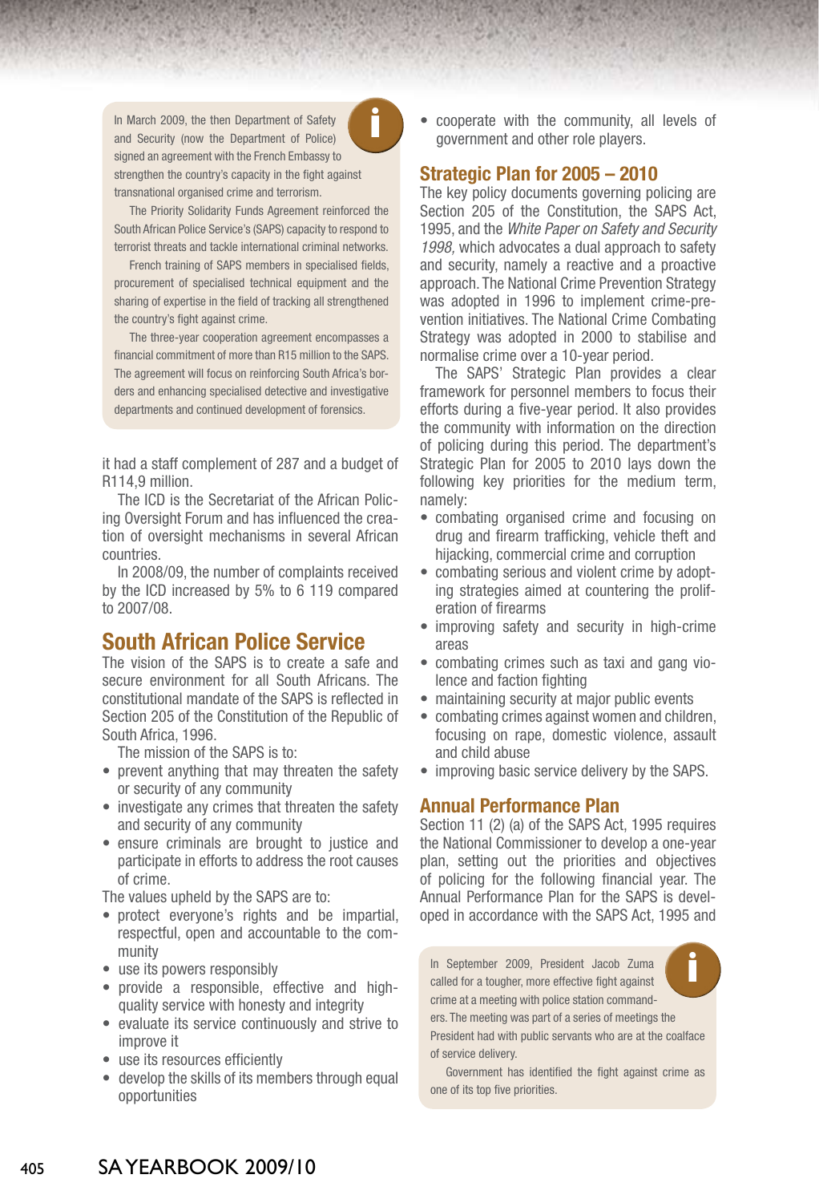In March 2009, the then Department of Safety and Security (now the Department of Police) signed an agreement with the French Embassy to strengthen the country's capacity in the fight against transnational organised crime and terrorism.

The Priority Solidarity Funds Agreement reinforced the South African Police Service's (SAPS) capacity to respond to terrorist threats and tackle international criminal networks.

French training of SAPS members in specialised fields, procurement of specialised technical equipment and the sharing of expertise in the field of tracking all strengthened the country's fight against crime.

The three-year cooperation agreement encompasses a financial commitment of more than R15 million to the SAPS. The agreement will focus on reinforcing South Africa's borders and enhancing specialised detective and investigative departments and continued development of forensics.

it had a staff complement of 287 and a budget of R114,9 million.

The ICD is the Secretariat of the African Policing Oversight Forum and has influenced the creation of oversight mechanisms in several African countries.

In 2008/09, the number of complaints received by the ICD increased by 5% to 6 119 compared to 2007/08.

## South African Police Service

The vision of the SAPS is to create a safe and secure environment for all South Africans. The constitutional mandate of the SAPS is reflected in Section 205 of the Constitution of the Republic of South Africa, 1996.

The mission of the SAPS is to:

- prevent anything that may threaten the safety or security of any community
- investigate any crimes that threaten the safety and security of any community
- ensure criminals are brought to justice and participate in efforts to address the root causes of crime.

The values upheld by the SAPS are to:

- protect everyone's rights and be impartial, respectful, open and accountable to the community
- use its powers responsibly
- provide a responsible, effective and high-quality service with honesty and integrity
- evaluate its service continuously and strive to improve it
- use its resources efficiently
- develop the skills of its members through equal opportunities
- cooperate with the community, all levels of government and other role players.

## Strategic Plan for 2005 – 2010

The key policy documents governing policing are Section 205 of the Constitution, the SAPS Act, 1995, and the *White Paper on Safety and Security 1998,* which advocates a dual approach to safety and security, namely a reactive and a proactive approach. The National Crime Prevention Strategy was adopted in 1996 to implement crime-prevention initiatives. The National Crime Combating Strategy was adopted in 2000 to stabilise and normalise crime over a 10-year period.

The SAPS' Strategic Plan provides a clear framework for personnel members to focus their efforts during a five-year period. It also provides the community with information on the direction of policing during this period. The department's Strategic Plan for 2005 to 2010 lays down the following key priorities for the medium term, namely:

- combating organised crime and focusing on drug and firearm trafficking, vehicle theft and hijacking, commercial crime and corruption
- combating serious and violent crime by adopting strategies aimed at countering the proliferation of firearms
- improving safety and security in high-crime areas
- combating crimes such as taxi and gang violence and faction fighting
- maintaining security at major public events
- combating crimes against women and children, focusing on rape, domestic violence, assault and child abuse
- improving basic service delivery by the SAPS.

## Annual Performance Plan

Section 11 (2) (a) of the SAPS Act, 1995 requires the National Commissioner to develop a one-year plan, setting out the priorities and objectives of policing for the following financial year. The Annual Performance Plan for the SAPS is developed in accordance with the SAPS Act, 1995 and

In September 2009, President Jacob Zuma called for a tougher, more effective fight against crime at a meeting with police station commanders. The meeting was part of a series of meetings the President had with public servants who are at the coalface of service delivery.

Government has identified the fight against crime as one of its top five priorities.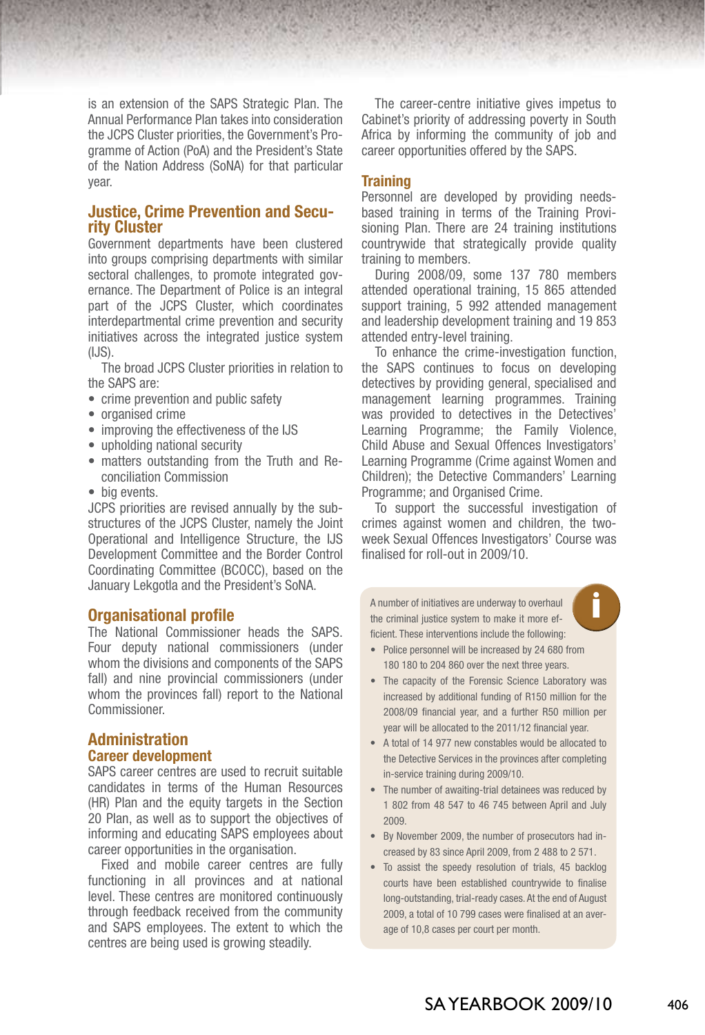is an extension of the SAPS Strategic Plan. The Annual Performance Plan takes into consideration the JCPS Cluster priorities, the Government's Programme of Action (PoA) and the President's State of the Nation Address (SoNA) for that particular year.

## Justice, Crime Prevention and Security Cluster

Government departments have been clustered into groups comprising departments with similar sectoral challenges, to promote integrated governance. The Department of Police is an integral part of the JCPS Cluster, which coordinates interdepartmental crime prevention and security initiatives across the integrated justice system (IJS).

The broad JCPS Cluster priorities in relation to the SAPS are:

- crime prevention and public safety
- organised crime
- improving the effectiveness of the IJS
- upholding national security
- matters outstanding from the Truth and Reconciliation Commission
- big events.

JCPS priorities are revised annually by the substructures of the JCPS Cluster, namely the Joint Operational and Intelligence Structure, the IJS Development Committee and the Border Control Coordinating Committee (BCOCC), based on the January Lekgotla and the President's SoNA.

## Organisational profile

The National Commissioner heads the SAPS. Four deputy national commissioners (under whom the divisions and components of the SAPS fall) and nine provincial commissioners (under whom the provinces fall) report to the National Commissioner.

## Administration

### Career development

SAPS career centres are used to recruit suitable candidates in terms of the Human Resources (HR) Plan and the equity targets in the Section 20 Plan, as well as to support the objectives of informing and educating SAPS employees about career opportunities in the organisation.

Fixed and mobile career centres are fully functioning in all provinces and at national level. These centres are monitored continuously through feedback received from the community and SAPS employees. The extent to which the centres are being used is growing steadily.

The career-centre initiative gives impetus to Cabinet's priority of addressing poverty in South Africa by informing the community of job and career opportunities offered by the SAPS.

### Training

Personnel are developed by providing needs-based training in terms of the Training Provisioning Plan. There are 24 training institutions countrywide that strategically provide quality training to members.

During 2008/09, some 137 780 members attended operational training, 15 865 attended support training, 5 992 attended management and leadership development training and 19 853 attended entry-level training.

To enhance the crime-investigation function, the SAPS continues to focus on developing detectives by providing general, specialised and management learning programmes. Training was provided to detectives in the Detectives' Learning Programme; the Family Violence, Child Abuse and Sexual Offences Investigators' Learning Programme (Crime against Women and Children); the Detective Commanders' Learning Programme; and Organised Crime.

To support the successful investigation of crimes against women and children, the two-week Sexual Offences Investigators' Course was finalised for roll-out in 2009/10.

A number of initiatives are underway to overhaul the criminal justice system to make it more efficient. These interventions include the following:

- Police personnel will be increased by 24 680 from 180 180 to 204 860 over the next three years.
- The capacity of the Forensic Science Laboratory was increased by additional funding of R150 million for the 2008/09 financial year, and a further R50 million per year will be allocated to the 2011/12 financial year.
- A total of 14 977 new constables would be allocated to the Detective Services in the provinces after completing in-service training during 2009/10.
- The number of awaiting-trial detainees was reduced by 1 802 from 48 547 to 46 745 between April and July 2009.
- By November 2009, the number of prosecutors had increased by 83 since April 2009, from 2 488 to 2 571.
- To assist the speedy resolution of trials, 45 backlog courts have been established countrywide to finalise long-outstanding, trial-ready cases. At the end of August 2009, a total of 10 799 cases were finalised at an average of 10,8 cases per court per month.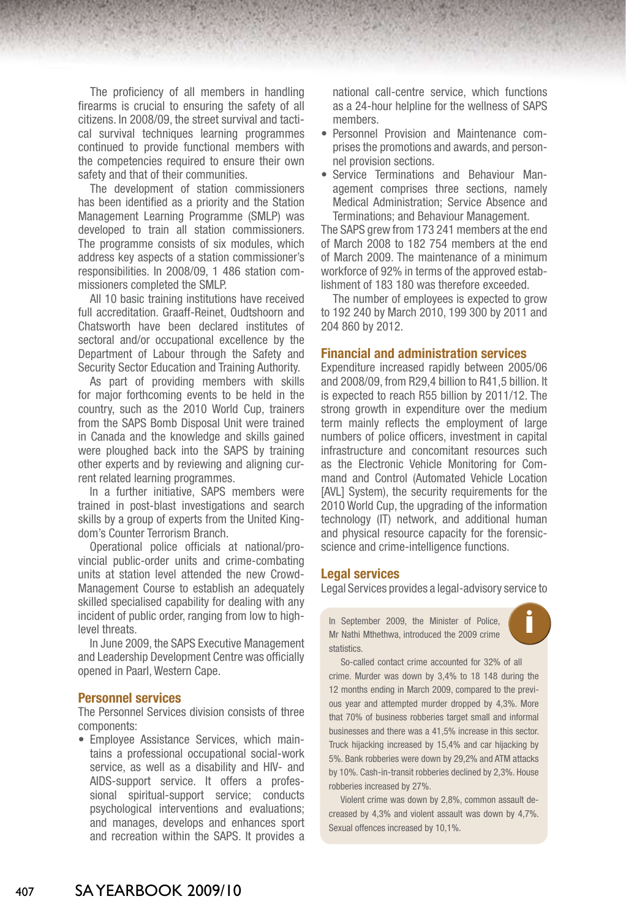The proficiency of all members in handling firearms is crucial to ensuring the safety of all citizens. In 2008/09, the street survival and tactical survival techniques learning programmes continued to provide functional members with the competencies required to ensure their own safety and that of their communities.

The development of station commissioners has been identified as a priority and the Station Management Learning Programme (SMLP) was developed to train all station commissioners. The programme consists of six modules, which address key aspects of a station commissioner's responsibilities. In 2008/09, 1 486 station commissioners completed the SMLP.

All 10 basic training institutions have received full accreditation. Graaff-Reinet, Oudtshoorn and Chatsworth have been declared institutes of sectoral and/or occupational excellence by the Department of Labour through the Safety and Security Sector Education and Training Authority.

As part of providing members with skills for major forthcoming events to be held in the country, such as the 2010 World Cup, trainers from the SAPS Bomb Disposal Unit were trained in Canada and the knowledge and skills gained were ploughed back into the SAPS by training other experts and by reviewing and aligning current related learning programmes.

In a further initiative, SAPS members were trained in post-blast investigations and search skills by a group of experts from the United Kingdom's Counter Terrorism Branch.

Operational police officials at national/provincial public-order units and crime-combating units at station level attended the new Crowd-Management Course to establish an adequately skilled specialised capability for dealing with any incident of public order, ranging from low to high-level threats.

In June 2009, the SAPS Executive Management and Leadership Development Centre was officially opened in Paarl, Western Cape.

## Personnel services

The Personnel Services division consists of three components:

- Employee Assistance Services, which maintains a professional occupational social-work service, as well as a disability and HIV- and AIDS-support service. It offers a professional spiritual-support service; conducts psychological interventions and evaluations; and manages, develops and enhances sport and recreation within the SAPS. It provides a national call-centre service, which functions as a 24-hour helpline for the wellness of SAPS members.
- Personnel Provision and Maintenance comprises the promotions and awards, and personnel provision sections.
- Service Terminations and Behaviour Management comprises three sections, namely Medical Administration; Service Absence and Terminations; and Behaviour Management.

The SAPS grew from 173 241 members at the end of March 2008 to 182 754 members at the end of March 2009. The maintenance of a minimum workforce of 92% in terms of the approved establishment of 183 180 was therefore exceeded.

The number of employees is expected to grow to 192 240 by March 2010, 199 300 by 2011 and 204 860 by 2012.

## Financial and administration services

Expenditure increased rapidly between 2005/06 and 2008/09, from R29,4 billion to R41,5 billion. It is expected to reach R55 billion by 2011/12. The strong growth in expenditure over the medium term mainly reflects the employment of large numbers of police officers, investment in capital infrastructure and concomitant resources such as the Electronic Vehicle Monitoring for Command and Control (Automated Vehicle Location [AVL] System), the security requirements for the 2010 World Cup, the upgrading of the information technology (IT) network, and additional human and physical resource capacity for the forensic-science and crime-intelligence functions.

## Legal services

Legal Services provides a legal-advisory service to

> In September 2009, the Minister of Police, Mr Nathi Mthethwa, introduced the 2009 crime statistics.
>
> So-called contact crime accounted for 32% of all crime. Murder was down by 3,4% to 18 148 during the 12 months ending in March 2009, compared to the previous year and attempted murder dropped by 4,3%. More that 70% of business robberies target small and informal businesses and there was a 41,5% increase in this sector. Truck hijacking increased by 15,4% and car hijacking by 5%. Bank robberies were down by 29,2% and ATM attacks by 10%. Cash-in-transit robberies declined by 2,3%. House robberies increased by 27%.
>
> Violent crime was down by 2,8%, common assault decreased by 4,3% and violent assault was down by 4,7%. Sexual offences increased by 10,1%.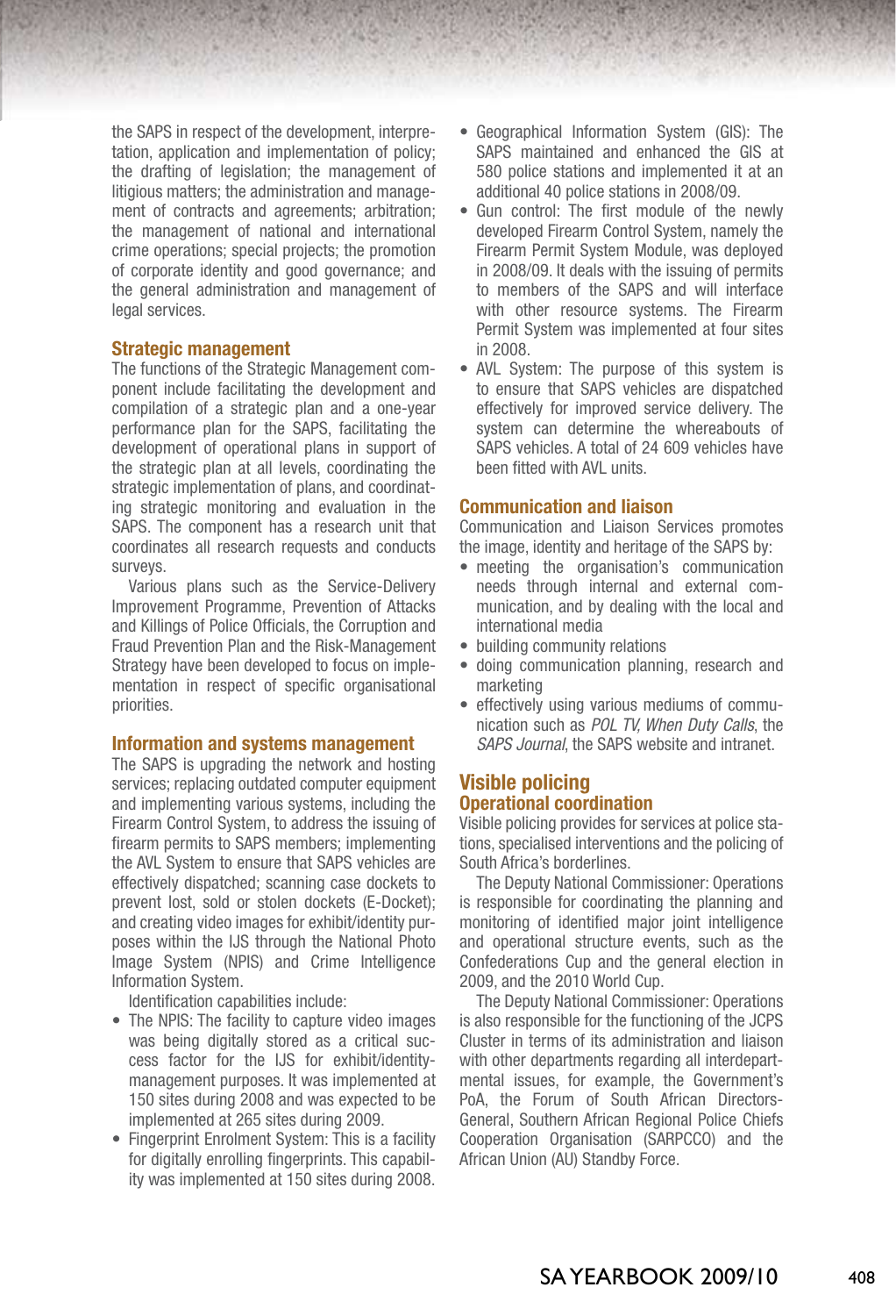the SAPS in respect of the development, interpretation, application and implementation of policy; the drafting of legislation; the management of litigious matters; the administration and management of contracts and agreements; arbitration; the management of national and international crime operations; special projects; the promotion of corporate identity and good governance; and the general administration and management of legal services.

### Strategic management

The functions of the Strategic Management component include facilitating the development and compilation of a strategic plan and a one-year performance plan for the SAPS, facilitating the development of operational plans in support of the strategic plan at all levels, coordinating the strategic implementation of plans, and coordinating strategic monitoring and evaluation in the SAPS. The component has a research unit that coordinates all research requests and conducts surveys.

Various plans such as the Service-Delivery Improvement Programme, Prevention of Attacks and Killings of Police Officials, the Corruption and Fraud Prevention Plan and the Risk-Management Strategy have been developed to focus on implementation in respect of specific organisational priorities.

### Information and systems management

The SAPS is upgrading the network and hosting services; replacing outdated computer equipment and implementing various systems, including the Firearm Control System, to address the issuing of firearm permits to SAPS members; implementing the AVL System to ensure that SAPS vehicles are effectively dispatched; scanning case dockets to prevent lost, sold or stolen dockets (E-Docket); and creating video images for exhibit/identity purposes within the IJS through the National Photo Image System (NPIS) and Crime Intelligence Information System.

Identification capabilities include:

- The NPIS: The facility to capture video images was being digitally stored as a critical success factor for the IJS for exhibit/identity-management purposes. It was implemented at 150 sites during 2008 and was expected to be implemented at 265 sites during 2009.
- Fingerprint Enrolment System: This is a facility for digitally enrolling fingerprints. This capability was implemented at 150 sites during 2008.
- Geographical Information System (GIS): The SAPS maintained and enhanced the GIS at 580 police stations and implemented it at an additional 40 police stations in 2008/09.
- Gun control: The first module of the newly developed Firearm Control System, namely the Firearm Permit System Module, was deployed in 2008/09. It deals with the issuing of permits to members of the SAPS and will interface with other resource systems. The Firearm Permit System was implemented at four sites in 2008.
- AVL System: The purpose of this system is to ensure that SAPS vehicles are dispatched effectively for improved service delivery. The system can determine the whereabouts of SAPS vehicles. A total of 24 609 vehicles have been fitted with AVL units.

### Communication and liaison

Communication and Liaison Services promotes the image, identity and heritage of the SAPS by:

- meeting the organisation's communication needs through internal and external communication, and by dealing with the local and international media
- building community relations
- doing communication planning, research and marketing
- effectively using various mediums of communication such as *POL TV, When Duty Calls*, the *SAPS Journal*, the SAPS website and intranet.

## Visible policing

### Operational coordination

Visible policing provides for services at police stations, specialised interventions and the policing of South Africa's borderlines.

The Deputy National Commissioner: Operations is responsible for coordinating the planning and monitoring of identified major joint intelligence and operational structure events, such as the Confederations Cup and the general election in 2009, and the 2010 World Cup.

The Deputy National Commissioner: Operations is also responsible for the functioning of the JCPS Cluster in terms of its administration and liaison with other departments regarding all interdepartmental issues, for example, the Government's PoA, the Forum of South African Directors-General, Southern African Regional Police Chiefs Cooperation Organisation (SARPCCO) and the African Union (AU) Standby Force.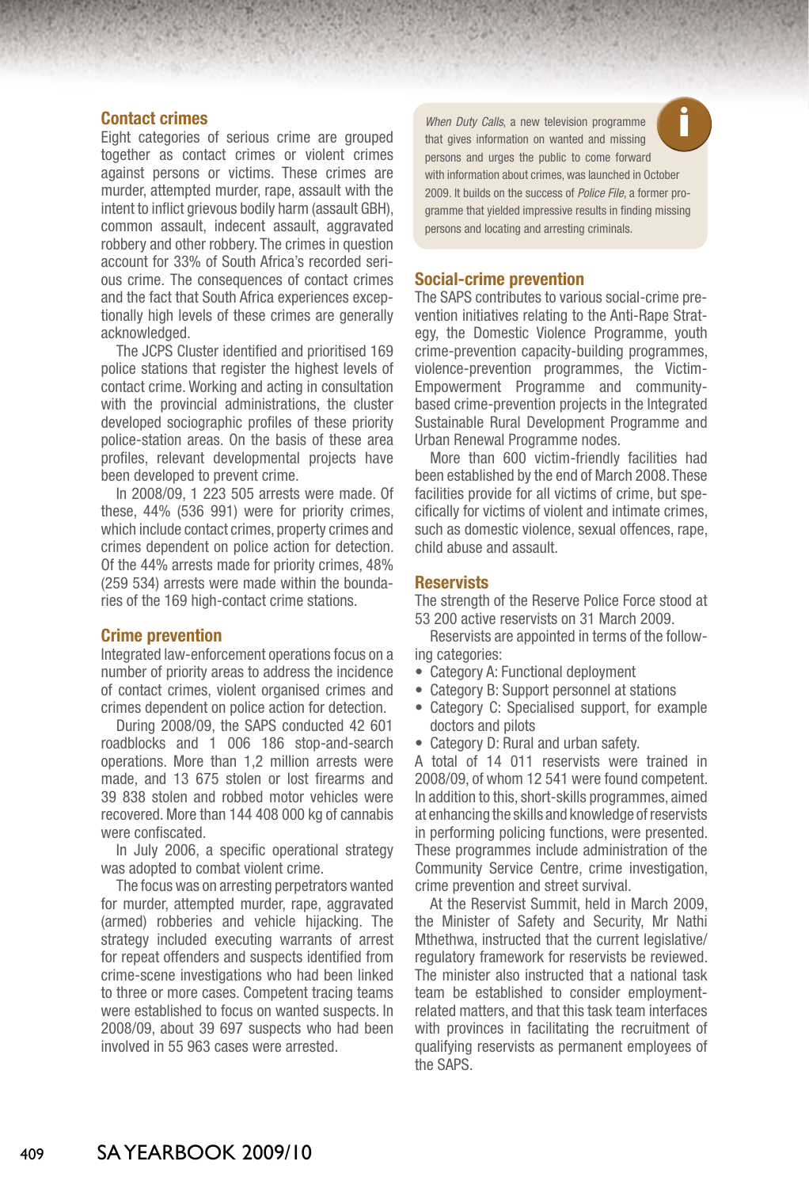## Contact crimes

Eight categories of serious crime are grouped together as contact crimes or violent crimes against persons or victims. These crimes are murder, attempted murder, rape, assault with the intent to inflict grievous bodily harm (assault GBH), common assault, indecent assault, aggravated robbery and other robbery. The crimes in question account for 33% of South Africa's recorded serious crime. The consequences of contact crimes and the fact that South Africa experiences exceptionally high levels of these crimes are generally acknowledged.

The JCPS Cluster identified and prioritised 169 police stations that register the highest levels of contact crime. Working and acting in consultation with the provincial administrations, the cluster developed sociographic profiles of these priority police-station areas. On the basis of these area profiles, relevant developmental projects have been developed to prevent crime.

In 2008/09, 1 223 505 arrests were made. Of these, 44% (536 991) were for priority crimes, which include contact crimes, property crimes and crimes dependent on police action for detection. Of the 44% arrests made for priority crimes, 48% (259 534) arrests were made within the boundaries of the 169 high-contact crime stations.

## Crime prevention

Integrated law-enforcement operations focus on a number of priority areas to address the incidence of contact crimes, violent organised crimes and crimes dependent on police action for detection.

During 2008/09, the SAPS conducted 42 601 roadblocks and 1 006 186 stop-and-search operations. More than 1,2 million arrests were made, and 13 675 stolen or lost firearms and 39 838 stolen and robbed motor vehicles were recovered. More than 144 408 000 kg of cannabis were confiscated.

In July 2006, a specific operational strategy was adopted to combat violent crime.

The focus was on arresting perpetrators wanted for murder, attempted murder, rape, aggravated (armed) robberies and vehicle hijacking. The strategy included executing warrants of arrest for repeat offenders and suspects identified from crime-scene investigations who had been linked to three or more cases. Competent tracing teams were established to focus on wanted suspects. In 2008/09, about 39 697 suspects who had been involved in 55 963 cases were arrested.

*When Duty Calls*, a new television programme that gives information on wanted and missing persons and urges the public to come forward with information about crimes, was launched in October 2009. It builds on the success of *Police File*, a former programme that yielded impressive results in finding missing persons and locating and arresting criminals.

## Social-crime prevention

The SAPS contributes to various social-crime prevention initiatives relating to the Anti-Rape Strategy, the Domestic Violence Programme, youth crime-prevention capacity-building programmes, violence-prevention programmes, the Victim-Empowerment Programme and community-based crime-prevention projects in the Integrated Sustainable Rural Development Programme and Urban Renewal Programme nodes.

More than 600 victim-friendly facilities had been established by the end of March 2008. These facilities provide for all victims of crime, but specifically for victims of violent and intimate crimes, such as domestic violence, sexual offences, rape, child abuse and assault.

## Reservists

The strength of the Reserve Police Force stood at 53 200 active reservists on 31 March 2009.

Reservists are appointed in terms of the following categories:

- Category A: Functional deployment
- Category B: Support personnel at stations
- Category C: Specialised support, for example doctors and pilots
- Category D: Rural and urban safety.

A total of 14 011 reservists were trained in 2008/09, of whom 12 541 were found competent. In addition to this, short-skills programmes, aimed at enhancing the skills and knowledge of reservists in performing policing functions, were presented. These programmes include administration of the Community Service Centre, crime investigation, crime prevention and street survival.

At the Reservist Summit, held in March 2009, the Minister of Safety and Security, Mr Nathi Mthethwa, instructed that the current legislative/regulatory framework for reservists be reviewed. The minister also instructed that a national task team be established to consider employment-related matters, and that this task team interfaces with provinces in facilitating the recruitment of qualifying reservists as permanent employees of the SAPS.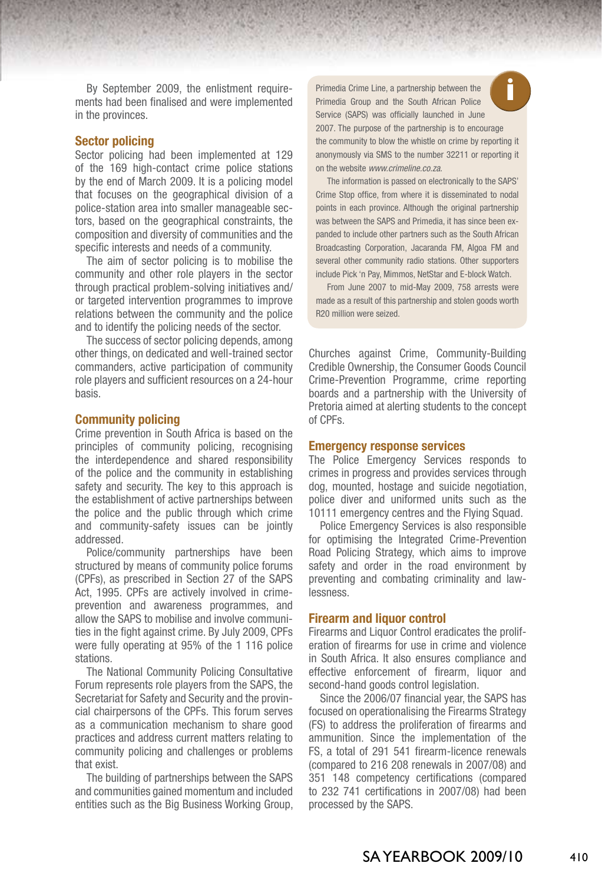By September 2009, the enlistment requirements had been finalised and were implemented in the provinces.

## Sector policing

Sector policing had been implemented at 129 of the 169 high-contact crime police stations by the end of March 2009. It is a policing model that focuses on the geographical division of a police-station area into smaller manageable sectors, based on the geographical constraints, the composition and diversity of communities and the specific interests and needs of a community.

The aim of sector policing is to mobilise the community and other role players in the sector through practical problem-solving initiatives and/or targeted intervention programmes to improve relations between the community and the police and to identify the policing needs of the sector.

The success of sector policing depends, among other things, on dedicated and well-trained sector commanders, active participation of community role players and sufficient resources on a 24-hour basis.

## Community policing

Crime prevention in South Africa is based on the principles of community policing, recognising the interdependence and shared responsibility of the police and the community in establishing safety and security. The key to this approach is the establishment of active partnerships between the police and the public through which crime and community-safety issues can be jointly addressed.

Police/community partnerships have been structured by means of community police forums (CPFs), as prescribed in Section 27 of the SAPS Act, 1995. CPFs are actively involved in crime-prevention and awareness programmes, and allow the SAPS to mobilise and involve communities in the fight against crime. By July 2009, CPFs were fully operating at 95% of the 1 116 police stations.

The National Community Policing Consultative Forum represents role players from the SAPS, the Secretariat for Safety and Security and the provincial chairpersons of the CPFs. This forum serves as a communication mechanism to share good practices and address current matters relating to community policing and challenges or problems that exist.

The building of partnerships between the SAPS and communities gained momentum and included entities such as the Big Business Working Group, Churches against Crime, Community-Building Credible Ownership, the Consumer Goods Council Crime-Prevention Programme, crime reporting boards and a partnership with the University of Pretoria aimed at alerting students to the concept of CPFs.

> Primedia Crime Line, a partnership between the Primedia Group and the South African Police Service (SAPS) was officially launched in June 2007. The purpose of the partnership is to encourage the community to blow the whistle on crime by reporting it anonymously via SMS to the number 32211 or reporting it on the website *www.crimeline.co.za*.
>
> The information is passed on electronically to the SAPS' Crime Stop office, from where it is disseminated to nodal points in each province. Although the original partnership was between the SAPS and Primedia, it has since been expanded to include other partners such as the South African Broadcasting Corporation, Jacaranda FM, Algoa FM and several other community radio stations. Other supporters include Pick 'n Pay, Mimmos, NetStar and E-block Watch.
>
> From June 2007 to mid-May 2009, 758 arrests were made as a result of this partnership and stolen goods worth R20 million were seized.

## Emergency response services

The Police Emergency Services responds to crimes in progress and provides services through dog, mounted, hostage and suicide negotiation, police diver and uniformed units such as the 10111 emergency centres and the Flying Squad.

Police Emergency Services is also responsible for optimising the Integrated Crime-Prevention Road Policing Strategy, which aims to improve safety and order in the road environment by preventing and combating criminality and lawlessness.

## Firearm and liquor control

Firearms and Liquor Control eradicates the proliferation of firearms for use in crime and violence in South Africa. It also ensures compliance and effective enforcement of firearm, liquor and second-hand goods control legislation.

Since the 2006/07 financial year, the SAPS has focused on operationalising the Firearms Strategy (FS) to address the proliferation of firearms and ammunition. Since the implementation of the FS, a total of 291 541 firearm-licence renewals (compared to 216 208 renewals in 2007/08) and 351 148 competency certifications (compared to 232 741 certifications in 2007/08) had been processed by the SAPS.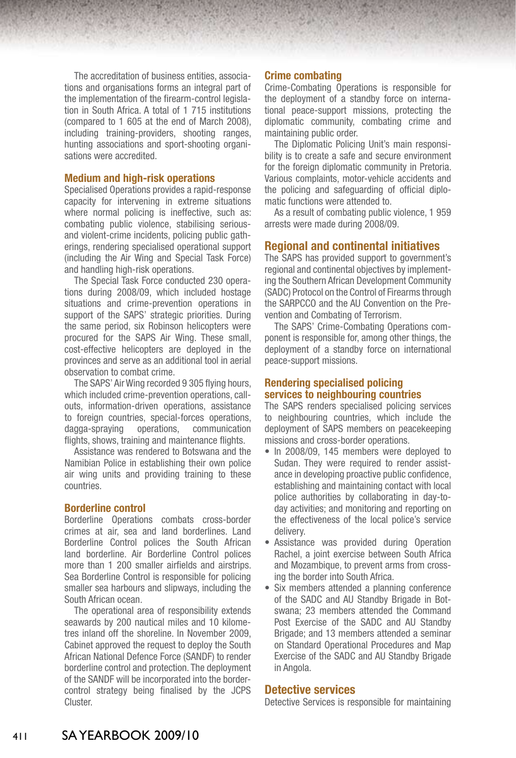The accreditation of business entities, associations and organisations forms an integral part of the implementation of the firearm-control legislation in South Africa. A total of 1 715 institutions (compared to 1 605 at the end of March 2008), including training-providers, shooting ranges, hunting associations and sport-shooting organisations were accredited.

### Medium and high-risk operations

Specialised Operations provides a rapid-response capacity for intervening in extreme situations where normal policing is ineffective, such as: combating public violence, stabilising serious- and violent-crime incidents, policing public gatherings, rendering specialised operational support (including the Air Wing and Special Task Force) and handling high-risk operations.

The Special Task Force conducted 230 operations during 2008/09, which included hostage situations and crime-prevention operations in support of the SAPS' strategic priorities. During the same period, six Robinson helicopters were procured for the SAPS Air Wing. These small, cost-effective helicopters are deployed in the provinces and serve as an additional tool in aerial observation to combat crime.

The SAPS' Air Wing recorded 9 305 flying hours, which included crime-prevention operations, call-outs, information-driven operations, assistance to foreign countries, special-forces operations, dagga-spraying operations, communication flights, shows, training and maintenance flights.

Assistance was rendered to Botswana and the Namibian Police in establishing their own police air wing units and providing training to these countries.

### Borderline control

Borderline Operations combats cross-border crimes at air, sea and land borderlines. Land Borderline Control polices the South African land borderline. Air Borderline Control polices more than 1 200 smaller airfields and airstrips. Sea Borderline Control is responsible for policing smaller sea harbours and slipways, including the South African ocean.

The operational area of responsibility extends seawards by 200 nautical miles and 10 kilometres inland off the shoreline. In November 2009, Cabinet approved the request to deploy the South African National Defence Force (SANDF) to render borderline control and protection. The deployment of the SANDF will be incorporated into the border-control strategy being finalised by the JCPS Cluster.

### Crime combating

Crime-Combating Operations is responsible for the deployment of a standby force on international peace-support missions, protecting the diplomatic community, combating crime and maintaining public order.

The Diplomatic Policing Unit's main responsibility is to create a safe and secure environment for the foreign diplomatic community in Pretoria. Various complaints, motor-vehicle accidents and the policing and safeguarding of official diplomatic functions were attended to.

As a result of combating public violence, 1 959 arrests were made during 2008/09.

## Regional and continental initiatives

The SAPS has provided support to government's regional and continental objectives by implementing the Southern African Development Community (SADC) Protocol on the Control of Firearms through the SARPCCO and the AU Convention on the Prevention and Combating of Terrorism.

The SAPS' Crime-Combating Operations component is responsible for, among other things, the deployment of a standby force on international peace-support missions.

### Rendering specialised policing services to neighbouring countries

The SAPS renders specialised policing services to neighbouring countries, which include the deployment of SAPS members on peacekeeping missions and cross-border operations.

- In 2008/09, 145 members were deployed to Sudan. They were required to render assistance in developing proactive public confidence, establishing and maintaining contact with local police authorities by collaborating in day-to-day activities; and monitoring and reporting on the effectiveness of the local police's service delivery.
- Assistance was provided during Operation Rachel, a joint exercise between South Africa and Mozambique, to prevent arms from crossing the border into South Africa.
- Six members attended a planning conference of the SADC and AU Standby Brigade in Botswana; 23 members attended the Command Post Exercise of the SADC and AU Standby Brigade; and 13 members attended a seminar on Standard Operational Procedures and Map Exercise of the SADC and AU Standby Brigade in Angola.

## Detective services

Detective Services is responsible for maintaining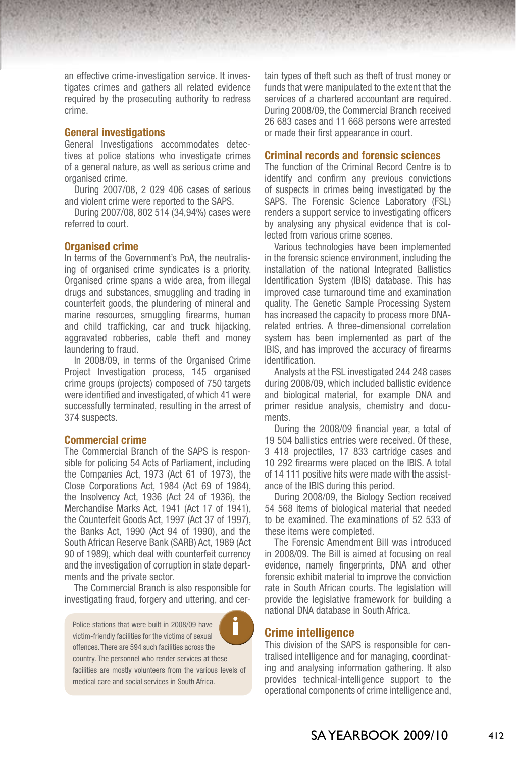an effective crime-investigation service. It investigates crimes and gathers all related evidence required by the prosecuting authority to redress crime.

## General investigations

General Investigations accommodates detectives at police stations who investigate crimes of a general nature, as well as serious crime and organised crime.

During 2007/08, 2 029 406 cases of serious and violent crime were reported to the SAPS.

During 2007/08, 802 514 (34,94%) cases were referred to court.

## Organised crime

In terms of the Government's PoA, the neutralising of organised crime syndicates is a priority. Organised crime spans a wide area, from illegal drugs and substances, smuggling and trading in counterfeit goods, the plundering of mineral and marine resources, smuggling firearms, human and child trafficking, car and truck hijacking, aggravated robberies, cable theft and money laundering to fraud.

In 2008/09, in terms of the Organised Crime Project Investigation process, 145 organised crime groups (projects) composed of 750 targets were identified and investigated, of which 41 were successfully terminated, resulting in the arrest of 374 suspects.

## Commercial crime

The Commercial Branch of the SAPS is responsible for policing 54 Acts of Parliament, including the Companies Act, 1973 (Act 61 of 1973), the Close Corporations Act, 1984 (Act 69 of 1984), the Insolvency Act, 1936 (Act 24 of 1936), the Merchandise Marks Act, 1941 (Act 17 of 1941), the Counterfeit Goods Act, 1997 (Act 37 of 1997), the Banks Act, 1990 (Act 94 of 1990), and the South African Reserve Bank (SARB) Act, 1989 (Act 90 of 1989), which deal with counterfeit currency and the investigation of corruption in state departments and the private sector.

The Commercial Branch is also responsible for investigating fraud, forgery and uttering, and certain types of theft such as theft of trust money or funds that were manipulated to the extent that the services of a chartered accountant are required. During 2008/09, the Commercial Branch received 26 683 cases and 11 668 persons were arrested or made their first appearance in court.

> Police stations that were built in 2008/09 have victim-friendly facilities for the victims of sexual offences. There are 594 such facilities across the country. The personnel who render services at these facilities are mostly volunteers from the various levels of medical care and social services in South Africa.

## Criminal records and forensic sciences

The function of the Criminal Record Centre is to identify and confirm any previous convictions of suspects in crimes being investigated by the SAPS. The Forensic Science Laboratory (FSL) renders a support service to investigating officers by analysing any physical evidence that is collected from various crime scenes.

Various technologies have been implemented in the forensic science environment, including the installation of the national Integrated Ballistics Identification System (IBIS) database. This has improved case turnaround time and examination quality. The Genetic Sample Processing System has increased the capacity to process more DNA-related entries. A three-dimensional correlation system has been implemented as part of the IBIS, and has improved the accuracy of firearms identification.

Analysts at the FSL investigated 244 248 cases during 2008/09, which included ballistic evidence and biological material, for example DNA and primer residue analysis, chemistry and documents.

During the 2008/09 financial year, a total of 19 504 ballistics entries were received. Of these, 3 418 projectiles, 17 833 cartridge cases and 10 292 firearms were placed on the IBIS. A total of 14 111 positive hits were made with the assistance of the IBIS during this period.

During 2008/09, the Biology Section received 54 568 items of biological material that needed to be examined. The examinations of 52 533 of these items were completed.

The Forensic Amendment Bill was introduced in 2008/09. The Bill is aimed at focusing on real evidence, namely fingerprints, DNA and other forensic exhibit material to improve the conviction rate in South African courts. The legislation will provide the legislative framework for building a national DNA database in South Africa.

## Crime intelligence

This division of the SAPS is responsible for centralised intelligence and for managing, coordinating and analysing information gathering. It also provides technical-intelligence support to the operational components of crime intelligence and,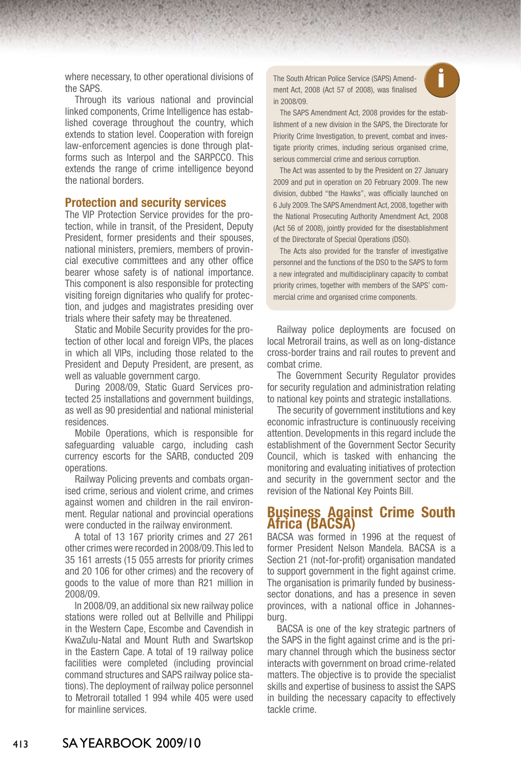where necessary, to other operational divisions of the SAPS.

Through its various national and provincial linked components, Crime Intelligence has established coverage throughout the country, which extends to station level. Cooperation with foreign law-enforcement agencies is done through platforms such as Interpol and the SARPCCO. This extends the range of crime intelligence beyond the national borders.

## Protection and security services

The VIP Protection Service provides for the protection, while in transit, of the President, Deputy President, former presidents and their spouses, national ministers, premiers, members of provincial executive committees and any other office bearer whose safety is of national importance. This component is also responsible for protecting visiting foreign dignitaries who qualify for protection, and judges and magistrates presiding over trials where their safety may be threatened.

Static and Mobile Security provides for the protection of other local and foreign VIPs, the places in which all VIPs, including those related to the President and Deputy President, are present, as well as valuable government cargo.

During 2008/09, Static Guard Services protected 25 installations and government buildings, as well as 90 presidential and national ministerial residences.

Mobile Operations, which is responsible for safeguarding valuable cargo, including cash currency escorts for the SARB, conducted 209 operations.

Railway Policing prevents and combats organised crime, serious and violent crime, and crimes against women and children in the rail environment. Regular national and provincial operations were conducted in the railway environment.

A total of 13 167 priority crimes and 27 261 other crimes were recorded in 2008/09. This led to 35 161 arrests (15 055 arrests for priority crimes and 20 106 for other crimes) and the recovery of goods to the value of more than R21 million in 2008/09.

In 2008/09, an additional six new railway police stations were rolled out at Bellville and Philippi in the Western Cape, Escombe and Cavendish in KwaZulu-Natal and Mount Ruth and Swartskop in the Eastern Cape. A total of 19 railway police facilities were completed (including provincial command structures and SAPS railway police stations). The deployment of railway police personnel to Metrorail totalled 1 994 while 405 were used for mainline services.

> The South African Police Service (SAPS) Amendment Act, 2008 (Act 57 of 2008), was finalised in 2008/09.
>
> The SAPS Amendment Act, 2008 provides for the establishment of a new division in the SAPS, the Directorate for Priority Crime Investigation, to prevent, combat and investigate priority crimes, including serious organised crime, serious commercial crime and serious corruption.
>
> The Act was assented to by the President on 27 January 2009 and put in operation on 20 February 2009. The new division, dubbed "the Hawks", was officially launched on 6 July 2009. The SAPS Amendment Act, 2008, together with the National Prosecuting Authority Amendment Act, 2008 (Act 56 of 2008), jointly provided for the disestablishment of the Directorate of Special Operations (DSO).
>
> The Acts also provided for the transfer of investigative personnel and the functions of the DSO to the SAPS to form a new integrated and multidisciplinary capacity to combat priority crimes, together with members of the SAPS' commercial crime and organised crime components.

Railway police deployments are focused on local Metrorail trains, as well as on long-distance cross-border trains and rail routes to prevent and combat crime.

The Government Security Regulator provides for security regulation and administration relating to national key points and strategic installations.

The security of government institutions and key economic infrastructure is continuously receiving attention. Developments in this regard include the establishment of the Government Sector Security Council, which is tasked with enhancing the monitoring and evaluating initiatives of protection and security in the government sector and the revision of the National Key Points Bill.

## Business Against Crime South Africa (BACSA)

BACSA was formed in 1996 at the request of former President Nelson Mandela. BACSA is a Section 21 (not-for-profit) organisation mandated to support government in the fight against crime. The organisation is primarily funded by business-sector donations, and has a presence in seven provinces, with a national office in Johannesburg.

BACSA is one of the key strategic partners of the SAPS in the fight against crime and is the primary channel through which the business sector interacts with government on broad crime-related matters. The objective is to provide the specialist skills and expertise of business to assist the SAPS in building the necessary capacity to effectively tackle crime.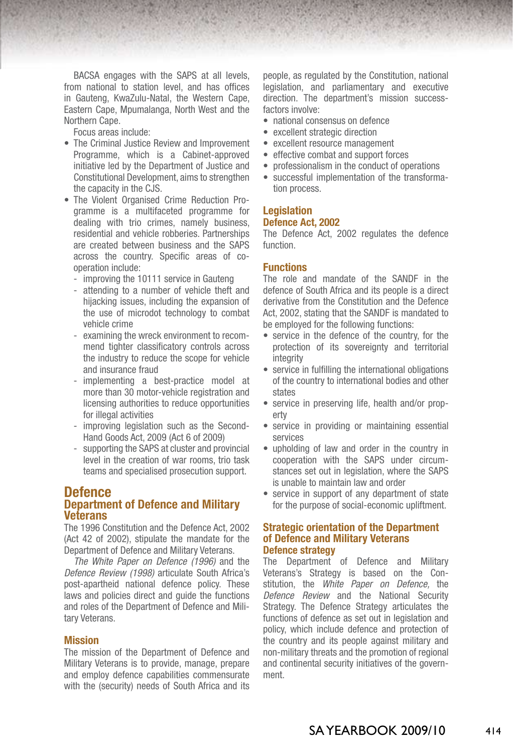BACSA engages with the SAPS at all levels, from national to station level, and has offices in Gauteng, KwaZulu-Natal, the Western Cape, Eastern Cape, Mpumalanga, North West and the Northern Cape.

Focus areas include:

- The Criminal Justice Review and Improvement Programme, which is a Cabinet-approved initiative led by the Department of Justice and Constitutional Development, aims to strengthen the capacity in the CJS.
- The Violent Organised Crime Reduction Programme is a multifaceted programme for dealing with trio crimes, namely business, residential and vehicle robberies. Partnerships are created between business and the SAPS across the country. Specific areas of co-operation include:
  - improving the 10111 service in Gauteng
  - attending to a number of vehicle theft and hijacking issues, including the expansion of the use of microdot technology to combat vehicle crime
  - examining the wreck environment to recommend tighter classificatory controls across the industry to reduce the scope for vehicle and insurance fraud
  - implementing a best-practice model at more than 30 motor-vehicle registration and licensing authorities to reduce opportunities for illegal activities
  - improving legislation such as the Second-Hand Goods Act, 2009 (Act 6 of 2009)
  - supporting the SAPS at cluster and provincial level in the creation of war rooms, trio task teams and specialised prosecution support.

# Defence

## Department of Defence and Military Veterans

The 1996 Constitution and the Defence Act, 2002 (Act 42 of 2002), stipulate the mandate for the Department of Defence and Military Veterans.

*The White Paper on Defence (1996)* and the *Defence Review (1998)* articulate South Africa's post-apartheid national defence policy. These laws and policies direct and guide the functions and roles of the Department of Defence and Military Veterans.

### Mission

The mission of the Department of Defence and Military Veterans is to provide, manage, prepare and employ defence capabilities commensurate with the (security) needs of South Africa and its people, as regulated by the Constitution, national legislation, and parliamentary and executive direction. The department's mission success-factors involve:

- national consensus on defence
- excellent strategic direction
- excellent resource management
- effective combat and support forces
- professionalism in the conduct of operations
- successful implementation of the transformation process.

### Legislation

#### Defence Act, 2002

The Defence Act, 2002 regulates the defence function.

### Functions

The role and mandate of the SANDF in the defence of South Africa and its people is a direct derivative from the Constitution and the Defence Act, 2002, stating that the SANDF is mandated to be employed for the following functions:

- service in the defence of the country, for the protection of its sovereignty and territorial integrity
- service in fulfilling the international obligations of the country to international bodies and other states
- service in preserving life, health and/or property
- service in providing or maintaining essential services
- upholding of law and order in the country in cooperation with the SAPS under circumstances set out in legislation, where the SAPS is unable to maintain law and order
- service in support of any department of state for the purpose of social-economic upliftment.

### Strategic orientation of the Department of Defence and Military Veterans

#### Defence strategy

The Department of Defence and Military Veterans's Strategy is based on the Constitution, the *White Paper on Defence,* the *Defence Review* and the National Security Strategy. The Defence Strategy articulates the functions of defence as set out in legislation and policy, which include defence and protection of the country and its people against military and non-military threats and the promotion of regional and continental security initiatives of the government.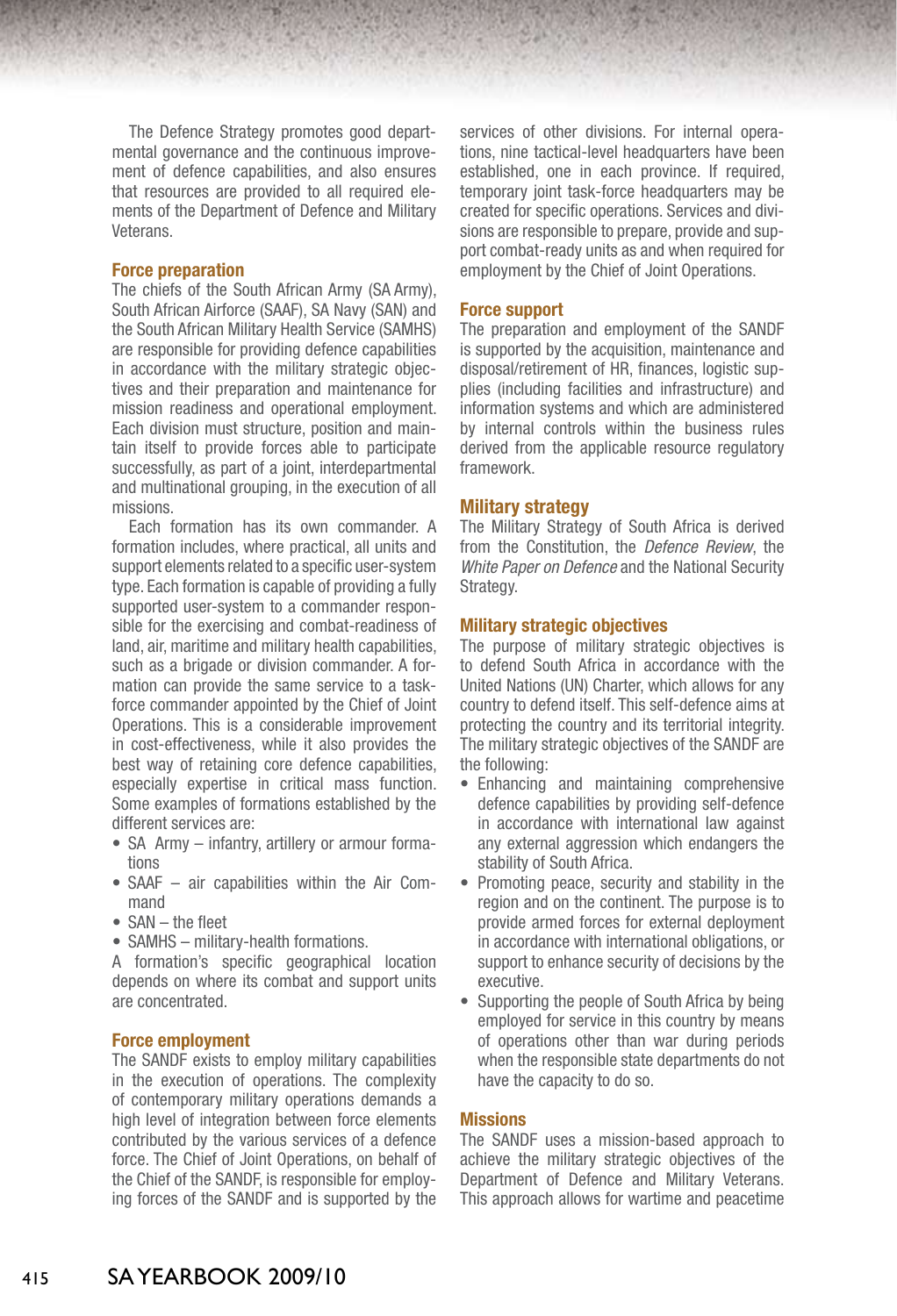The Defence Strategy promotes good departmental governance and the continuous improvement of defence capabilities, and also ensures that resources are provided to all required elements of the Department of Defence and Military Veterans.

### Force preparation

The chiefs of the South African Army (SA Army), South African Airforce (SAAF), SA Navy (SAN) and the South African Military Health Service (SAMHS) are responsible for providing defence capabilities in accordance with the military strategic objectives and their preparation and maintenance for mission readiness and operational employment. Each division must structure, position and maintain itself to provide forces able to participate successfully, as part of a joint, interdepartmental and multinational grouping, in the execution of all missions.

Each formation has its own commander. A formation includes, where practical, all units and support elements related to a specific user-system type. Each formation is capable of providing a fully supported user-system to a commander responsible for the exercising and combat-readiness of land, air, maritime and military health capabilities, such as a brigade or division commander. A formation can provide the same service to a task-force commander appointed by the Chief of Joint Operations. This is a considerable improvement in cost-effectiveness, while it also provides the best way of retaining core defence capabilities, especially expertise in critical mass function. Some examples of formations established by the different services are:

- SA Army – infantry, artillery or armour formations
- SAAF – air capabilities within the Air Command
- SAN – the fleet
- SAMHS – military-health formations.

A formation's specific geographical location depends on where its combat and support units are concentrated.

### Force employment

The SANDF exists to employ military capabilities in the execution of operations. The complexity of contemporary military operations demands a high level of integration between force elements contributed by the various services of a defence force. The Chief of Joint Operations, on behalf of the Chief of the SANDF, is responsible for employing forces of the SANDF and is supported by the services of other divisions. For internal operations, nine tactical-level headquarters have been established, one in each province. If required, temporary joint task-force headquarters may be created for specific operations. Services and divisions are responsible to prepare, provide and support combat-ready units as and when required for employment by the Chief of Joint Operations.

### Force support

The preparation and employment of the SANDF is supported by the acquisition, maintenance and disposal/retirement of HR, finances, logistic supplies (including facilities and infrastructure) and information systems and which are administered by internal controls within the business rules derived from the applicable resource regulatory framework.

### Military strategy

The Military Strategy of South Africa is derived from the Constitution, the *Defence Review*, the *White Paper on Defence* and the National Security Strategy.

### Military strategic objectives

The purpose of military strategic objectives is to defend South Africa in accordance with the United Nations (UN) Charter, which allows for any country to defend itself. This self-defence aims at protecting the country and its territorial integrity. The military strategic objectives of the SANDF are the following:

- Enhancing and maintaining comprehensive defence capabilities by providing self-defence in accordance with international law against any external aggression which endangers the stability of South Africa.
- Promoting peace, security and stability in the region and on the continent. The purpose is to provide armed forces for external deployment in accordance with international obligations, or support to enhance security of decisions by the executive.
- Supporting the people of South Africa by being employed for service in this country by means of operations other than war during periods when the responsible state departments do not have the capacity to do so.

### Missions

The SANDF uses a mission-based approach to achieve the military strategic objectives of the Department of Defence and Military Veterans. This approach allows for wartime and peacetime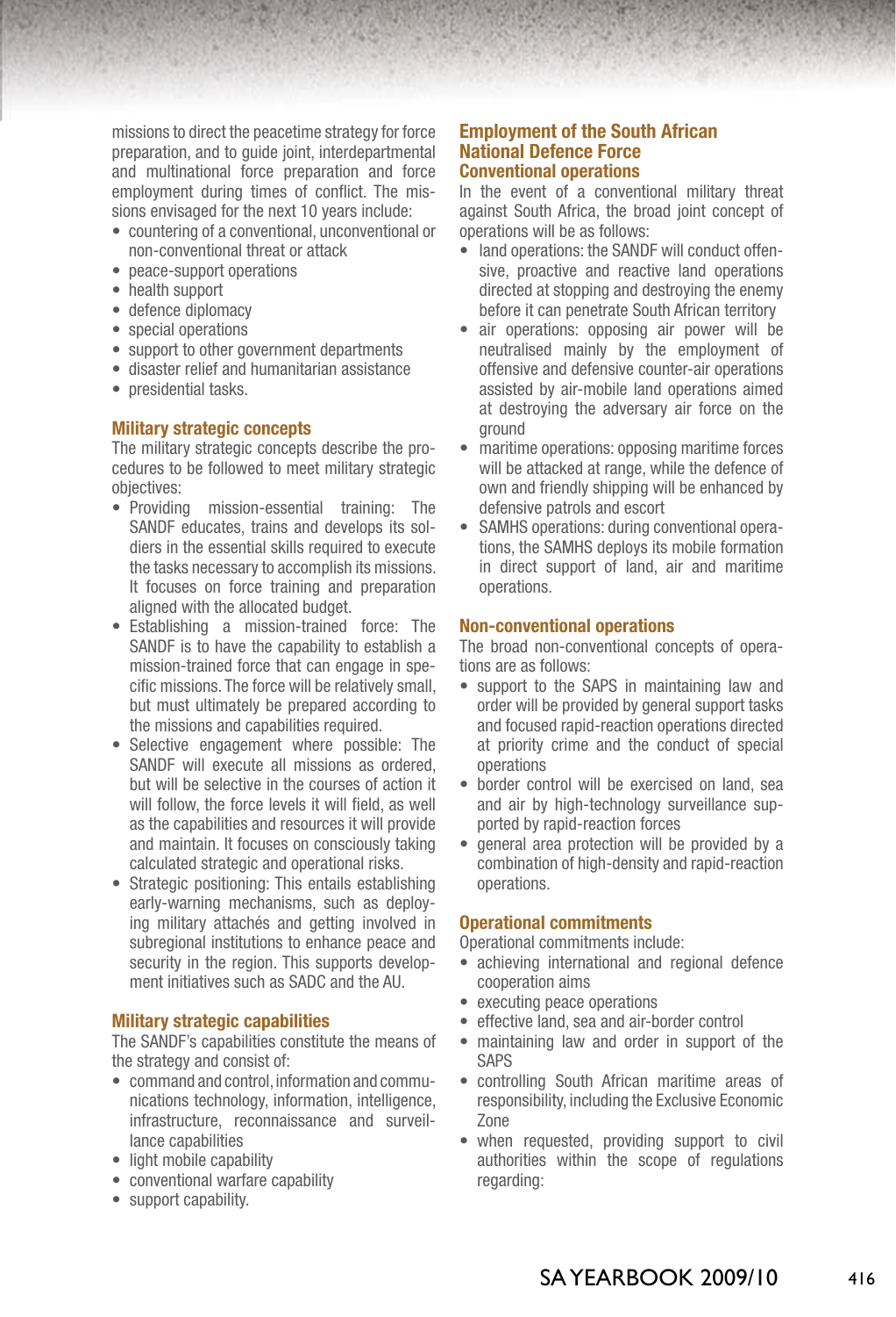missions to direct the peacetime strategy for force preparation, and to guide joint, interdepartmental and multinational force preparation and force employment during times of conflict. The missions envisaged for the next 10 years include:

- countering of a conventional, unconventional or non-conventional threat or attack
- peace-support operations
- health support
- defence diplomacy
- special operations
- support to other government departments
- disaster relief and humanitarian assistance
- presidential tasks.

### Military strategic concepts

The military strategic concepts describe the procedures to be followed to meet military strategic objectives:

- Providing mission-essential training: The SANDF educates, trains and develops its soldiers in the essential skills required to execute the tasks necessary to accomplish its missions. It focuses on force training and preparation aligned with the allocated budget.
- Establishing a mission-trained force: The SANDF is to have the capability to establish a mission-trained force that can engage in specific missions. The force will be relatively small, but must ultimately be prepared according to the missions and capabilities required.
- Selective engagement where possible: The SANDF will execute all missions as ordered, but will be selective in the courses of action it will follow, the force levels it will field, as well as the capabilities and resources it will provide and maintain. It focuses on consciously taking calculated strategic and operational risks.
- Strategic positioning: This entails establishing early-warning mechanisms, such as deploying military attachés and getting involved in subregional institutions to enhance peace and security in the region. This supports development initiatives such as SADC and the AU.

### Military strategic capabilities

The SANDF's capabilities constitute the means of the strategy and consist of:

- command and control, information and communications technology, information, intelligence, infrastructure, reconnaissance and surveillance capabilities
- light mobile capability
- conventional warfare capability
- support capability.

## Employment of the South African National Defence Force

### Conventional operations

In the event of a conventional military threat against South Africa, the broad joint concept of operations will be as follows:

- land operations: the SANDF will conduct offensive, proactive and reactive land operations directed at stopping and destroying the enemy before it can penetrate South African territory
- air operations: opposing air power will be neutralised mainly by the employment of offensive and defensive counter-air operations assisted by air-mobile land operations aimed at destroying the adversary air force on the ground
- maritime operations: opposing maritime forces will be attacked at range, while the defence of own and friendly shipping will be enhanced by defensive patrols and escort
- SAMHS operations: during conventional operations, the SAMHS deploys its mobile formation in direct support of land, air and maritime operations.

### Non-conventional operations

The broad non-conventional concepts of operations are as follows:

- support to the SAPS in maintaining law and order will be provided by general support tasks and focused rapid-reaction operations directed at priority crime and the conduct of special operations
- border control will be exercised on land, sea and air by high-technology surveillance supported by rapid-reaction forces
- general area protection will be provided by a combination of high-density and rapid-reaction operations.

### Operational commitments

Operational commitments include:

- achieving international and regional defence cooperation aims
- executing peace operations
- effective land, sea and air-border control
- maintaining law and order in support of the SAPS
- controlling South African maritime areas of responsibility, including the Exclusive Economic Zone
- when requested, providing support to civil authorities within the scope of regulations regarding: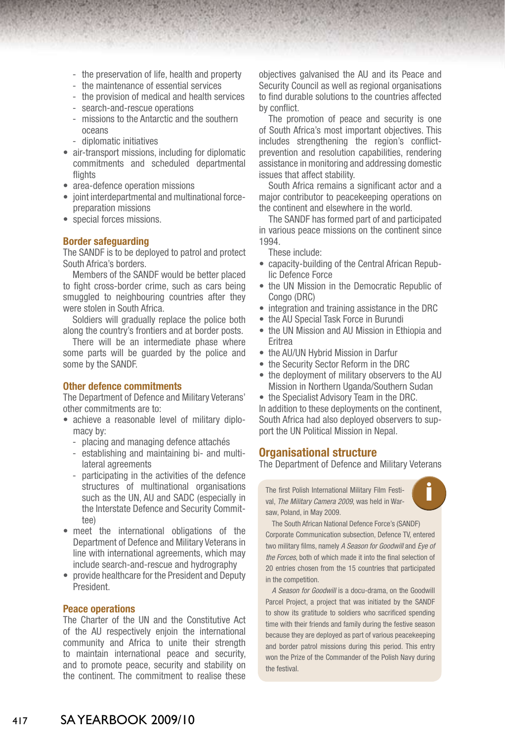- the preservation of life, health and property
  - the maintenance of essential services
  - the provision of medical and health services
  - search-and-rescue operations
  - missions to the Antarctic and the southern oceans
  - diplomatic initiatives
- air-transport missions, including for diplomatic commitments and scheduled departmental flights
- area-defence operation missions
- joint interdepartmental and multinational force-preparation missions
- special forces missions.

### Border safeguarding

The SANDF is to be deployed to patrol and protect South Africa's borders.

Members of the SANDF would be better placed to fight cross-border crime, such as cars being smuggled to neighbouring countries after they were stolen in South Africa.

Soldiers will gradually replace the police both along the country's frontiers and at border posts.

There will be an intermediate phase where some parts will be guarded by the police and some by the SANDF.

### Other defence commitments

The Department of Defence and Military Veterans' other commitments are to:

- achieve a reasonable level of military diplomacy by:
  - placing and managing defence attachés
  - establishing and maintaining bi- and multilateral agreements
  - participating in the activities of the defence structures of multinational organisations such as the UN, AU and SADC (especially in the Interstate Defence and Security Committee)
- meet the international obligations of the Department of Defence and Military Veterans in line with international agreements, which may include search-and-rescue and hydrography
- provide healthcare for the President and Deputy President.

### Peace operations

The Charter of the UN and the Constitutive Act of the AU respectively enjoin the international community and Africa to unite their strength to maintain international peace and security, and to promote peace, security and stability on the continent. The commitment to realise these objectives galvanised the AU and its Peace and Security Council as well as regional organisations to find durable solutions to the countries affected by conflict.

The promotion of peace and security is one of South Africa's most important objectives. This includes strengthening the region's conflict-prevention and resolution capabilities, rendering assistance in monitoring and addressing domestic issues that affect stability.

South Africa remains a significant actor and a major contributor to peacekeeping operations on the continent and elsewhere in the world.

The SANDF has formed part of and participated in various peace missions on the continent since 1994.

These include:

- capacity-building of the Central African Republic Defence Force
- the UN Mission in the Democratic Republic of Congo (DRC)
- integration and training assistance in the DRC
- the AU Special Task Force in Burundi
- the UN Mission and AU Mission in Ethiopia and Eritrea
- the AU/UN Hybrid Mission in Darfur
- the Security Sector Reform in the DRC
- the deployment of military observers to the AU Mission in Northern Uganda/Southern Sudan
- the Specialist Advisory Team in the DRC.

In addition to these deployments on the continent, South Africa had also deployed observers to support the UN Political Mission in Nepal.

## Organisational structure

The Department of Defence and Military Veterans

> The first Polish International Military Film Festival, *The Military Camera 2009*, was held in Warsaw, Poland, in May 2009.
>
> The South African National Defence Force's (SANDF) Corporate Communication subsection, Defence TV, entered two military films, namely *A Season for Goodwill* and *Eye of the Forces*, both of which made it into the final selection of 20 entries chosen from the 15 countries that participated in the competition.
>
> *A Season for Goodwill* is a docu-drama, on the Goodwill Parcel Project, a project that was initiated by the SANDF to show its gratitude to soldiers who sacrificed spending time with their friends and family during the festive season because they are deployed as part of various peacekeeping and border patrol missions during this period. This entry won the Prize of the Commander of the Polish Navy during the festival.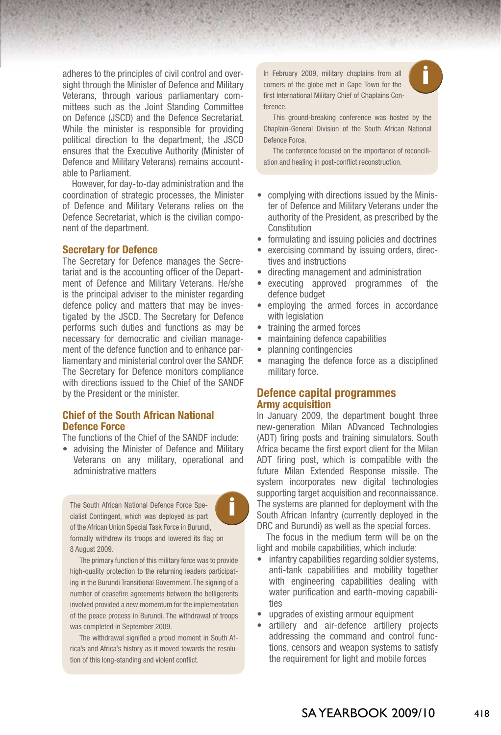adheres to the principles of civil control and oversight through the Minister of Defence and Military Veterans, through various parliamentary committees such as the Joint Standing Committee on Defence (JSCD) and the Defence Secretariat. While the minister is responsible for providing political direction to the department, the JSCD ensures that the Executive Authority (Minister of Defence and Military Veterans) remains accountable to Parliament.

However, for day-to-day administration and the coordination of strategic processes, the Minister of Defence and Military Veterans relies on the Defence Secretariat, which is the civilian component of the department.

### Secretary for Defence

The Secretary for Defence manages the Secretariat and is the accounting officer of the Department of Defence and Military Veterans. He/she is the principal adviser to the minister regarding defence policy and matters that may be investigated by the JSCD. The Secretary for Defence performs such duties and functions as may be necessary for democratic and civilian management of the defence function and to enhance parliamentary and ministerial control over the SANDF. The Secretary for Defence monitors compliance with directions issued to the Chief of the SANDF by the President or the minister.

### Chief of the South African National Defence Force

The functions of the Chief of the SANDF include:

- advising the Minister of Defence and Military Veterans on any military, operational and administrative matters

> The South African National Defence Force Specialist Contingent, which was deployed as part of the African Union Special Task Force in Burundi, formally withdrew its troops and lowered its flag on 8 August 2009.
>
> The primary function of this military force was to provide high-quality protection to the returning leaders participating in the Burundi Transitional Government. The signing of a number of ceasefire agreements between the belligerents involved provided a new momentum for the implementation of the peace process in Burundi. The withdrawal of troops was completed in September 2009.
>
> The withdrawal signified a proud moment in South Africa's and Africa's history as it moved towards the resolution of this long-standing and violent conflict.

> In February 2009, military chaplains from all corners of the globe met in Cape Town for the first International Military Chief of Chaplains Conference.
>
> This ground-breaking conference was hosted by the Chaplain-General Division of the South African National Defence Force.
>
> The conference focused on the importance of reconciliation and healing in post-conflict reconstruction.

- complying with directions issued by the Minister of Defence and Military Veterans under the authority of the President, as prescribed by the Constitution
- formulating and issuing policies and doctrines
- exercising command by issuing orders, directives and instructions
- directing management and administration
- executing approved programmes of the defence budget
- employing the armed forces in accordance with legislation
- training the armed forces
- maintaining defence capabilities
- planning contingencies
- managing the defence force as a disciplined military force.

## Defence capital programmes

### Army acquisition

In January 2009, the department bought three new-generation Milan ADvanced Technologies (ADT) firing posts and training simulators. South Africa became the first export client for the Milan ADT firing post, which is compatible with the future Milan Extended Response missile. The system incorporates new digital technologies supporting target acquisition and reconnaissance. The systems are planned for deployment with the South African Infantry (currently deployed in the DRC and Burundi) as well as the special forces.

The focus in the medium term will be on the light and mobile capabilities, which include:

- infantry capabilities regarding soldier systems, anti-tank capabilities and mobility together with engineering capabilities dealing with water purification and earth-moving capabilities
- upgrades of existing armour equipment
- artillery and air-defence artillery projects addressing the command and control functions, censors and weapon systems to satisfy the requirement for light and mobile forces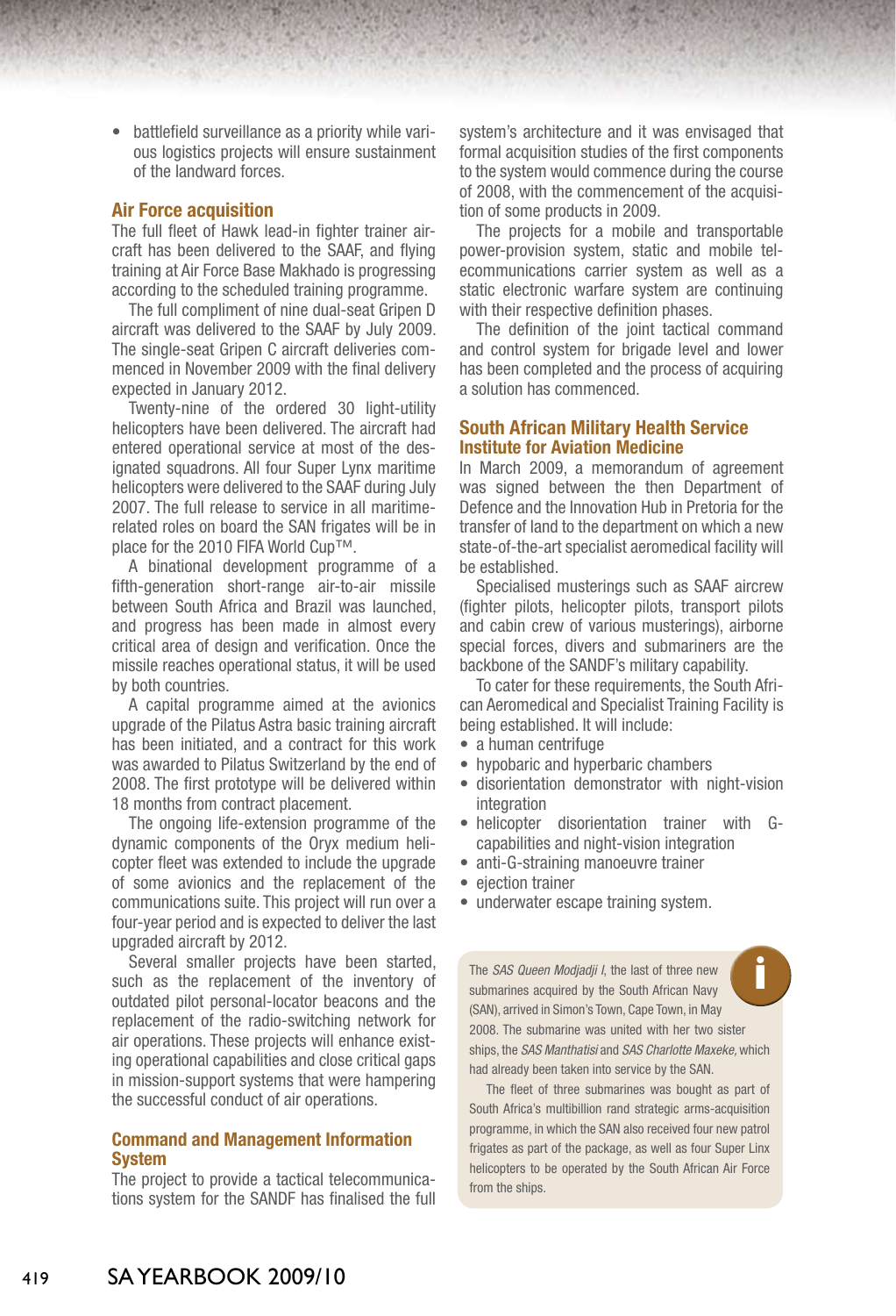- battlefield surveillance as a priority while various logistics projects will ensure sustainment of the landward forces.

## Air Force acquisition

The full fleet of Hawk lead-in fighter trainer aircraft has been delivered to the SAAF, and flying training at Air Force Base Makhado is progressing according to the scheduled training programme.

The full compliment of nine dual-seat Gripen D aircraft was delivered to the SAAF by July 2009. The single-seat Gripen C aircraft deliveries commenced in November 2009 with the final delivery expected in January 2012.

Twenty-nine of the ordered 30 light-utility helicopters have been delivered. The aircraft had entered operational service at most of the designated squadrons. All four Super Lynx maritime helicopters were delivered to the SAAF during July 2007. The full release to service in all maritime-related roles on board the SAN frigates will be in place for the 2010 FIFA World Cup™.

A binational development programme of a fifth-generation short-range air-to-air missile between South Africa and Brazil was launched, and progress has been made in almost every critical area of design and verification. Once the missile reaches operational status, it will be used by both countries.

A capital programme aimed at the avionics upgrade of the Pilatus Astra basic training aircraft has been initiated, and a contract for this work was awarded to Pilatus Switzerland by the end of 2008. The first prototype will be delivered within 18 months from contract placement.

The ongoing life-extension programme of the dynamic components of the Oryx medium helicopter fleet was extended to include the upgrade of some avionics and the replacement of the communications suite. This project will run over a four-year period and is expected to deliver the last upgraded aircraft by 2012.

Several smaller projects have been started, such as the replacement of the inventory of outdated pilot personal-locator beacons and the replacement of the radio-switching network for air operations. These projects will enhance existing operational capabilities and close critical gaps in mission-support systems that were hampering the successful conduct of air operations.

## Command and Management Information System

The project to provide a tactical telecommunications system for the SANDF has finalised the full system's architecture and it was envisaged that formal acquisition studies of the first components to the system would commence during the course of 2008, with the commencement of the acquisition of some products in 2009.

The projects for a mobile and transportable power-provision system, static and mobile telecommunications carrier system as well as a static electronic warfare system are continuing with their respective definition phases.

The definition of the joint tactical command and control system for brigade level and lower has been completed and the process of acquiring a solution has commenced.

## South African Military Health Service Institute for Aviation Medicine

In March 2009, a memorandum of agreement was signed between the then Department of Defence and the Innovation Hub in Pretoria for the transfer of land to the department on which a new state-of-the-art specialist aeromedical facility will be established.

Specialised musterings such as SAAF aircrew (fighter pilots, helicopter pilots, transport pilots and cabin crew of various musterings), airborne special forces, divers and submariners are the backbone of the SANDF's military capability.

To cater for these requirements, the South African Aeromedical and Specialist Training Facility is being established. It will include:

- a human centrifuge
- hypobaric and hyperbaric chambers
- disorientation demonstrator with night-vision integration
- helicopter disorientation trainer with G-capabilities and night-vision integration
- anti-G-straining manoeuvre trainer
- ejection trainer
- underwater escape training system.

The *SAS Queen Modjadji I*, the last of three new submarines acquired by the South African Navy (SAN), arrived in Simon's Town, Cape Town, in May 2008. The submarine was united with her two sister ships, the *SAS Manthatisi* and *SAS Charlotte Maxeke*, which had already been taken into service by the SAN.

The fleet of three submarines was bought as part of South Africa's multibillion rand strategic arms-acquisition programme, in which the SAN also received four new patrol frigates as part of the package, as well as four Super Linx helicopters to be operated by the South African Air Force from the ships.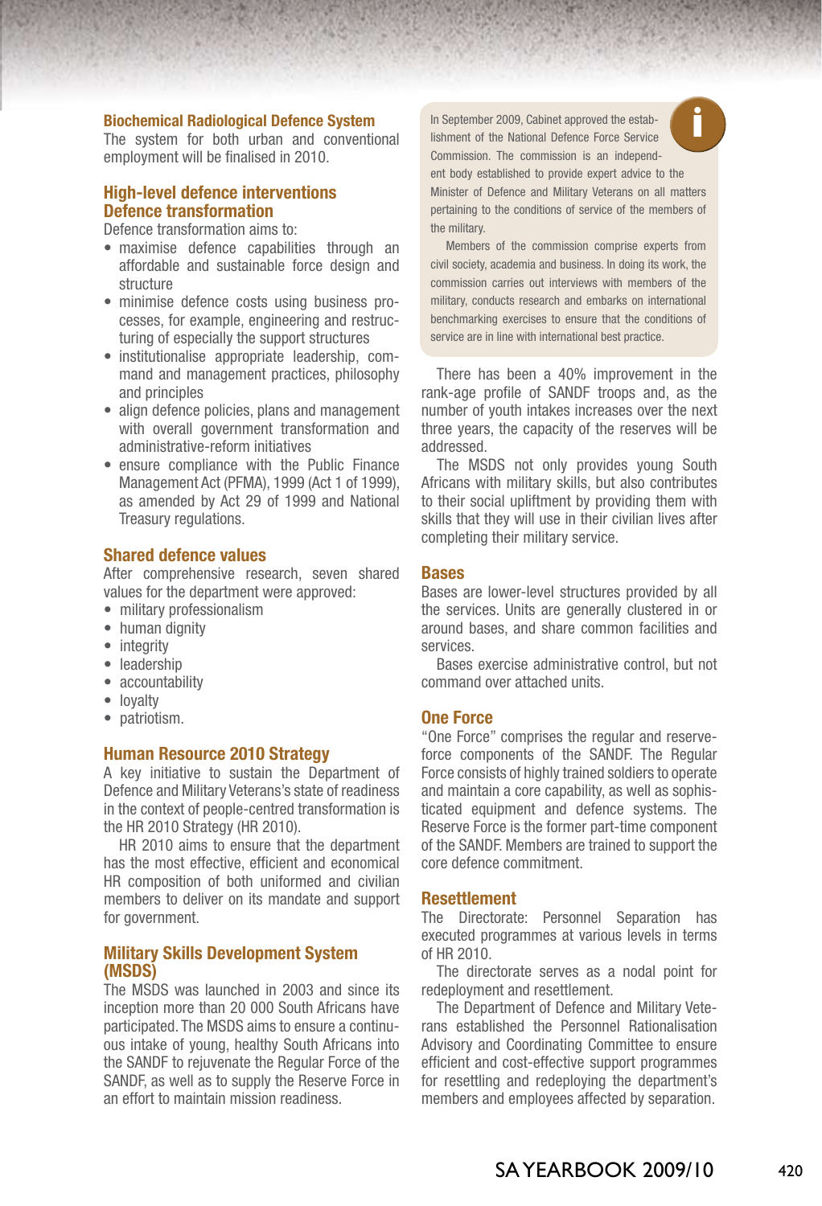### Biochemical Radiological Defence System

The system for both urban and conventional employment will be finalised in 2010.

## High-level defence interventions

### Defence transformation

Defence transformation aims to:

- maximise defence capabilities through an affordable and sustainable force design and structure
- minimise defence costs using business processes, for example, engineering and restructuring of especially the support structures
- institutionalise appropriate leadership, command and management practices, philosophy and principles
- align defence policies, plans and management with overall government transformation and administrative-reform initiatives
- ensure compliance with the Public Finance Management Act (PFMA), 1999 (Act 1 of 1999), as amended by Act 29 of 1999 and National Treasury regulations.

### Shared defence values

After comprehensive research, seven shared values for the department were approved:

- military professionalism
- human dignity
- integrity
- leadership
- accountability
- loyalty
- patriotism.

### Human Resource 2010 Strategy

A key initiative to sustain the Department of Defence and Military Veterans's state of readiness in the context of people-centred transformation is the HR 2010 Strategy (HR 2010).

HR 2010 aims to ensure that the department has the most effective, efficient and economical HR composition of both uniformed and civilian members to deliver on its mandate and support for government.

### Military Skills Development System (MSDS)

The MSDS was launched in 2003 and since its inception more than 20 000 South Africans have participated. The MSDS aims to ensure a continuous intake of young, healthy South Africans into the SANDF to rejuvenate the Regular Force of the SANDF, as well as to supply the Reserve Force in an effort to maintain mission readiness.

> In September 2009, Cabinet approved the establishment of the National Defence Force Service Commission. The commission is an independent body established to provide expert advice to the Minister of Defence and Military Veterans on all matters pertaining to the conditions of service of the members of the military.
>
> Members of the commission comprise experts from civil society, academia and business. In doing its work, the commission carries out interviews with members of the military, conducts research and embarks on international benchmarking exercises to ensure that the conditions of service are in line with international best practice.

There has been a 40% improvement in the rank-age profile of SANDF troops and, as the number of youth intakes increases over the next three years, the capacity of the reserves will be addressed.

The MSDS not only provides young South Africans with military skills, but also contributes to their social upliftment by providing them with skills that they will use in their civilian lives after completing their military service.

### Bases

Bases are lower-level structures provided by all the services. Units are generally clustered in or around bases, and share common facilities and services.

Bases exercise administrative control, but not command over attached units.

### One Force

"One Force" comprises the regular and reserve-force components of the SANDF. The Regular Force consists of highly trained soldiers to operate and maintain a core capability, as well as sophisticated equipment and defence systems. The Reserve Force is the former part-time component of the SANDF. Members are trained to support the core defence commitment.

### Resettlement

The Directorate: Personnel Separation has executed programmes at various levels in terms of HR 2010.

The directorate serves as a nodal point for redeployment and resettlement.

The Department of Defence and Military Veterans established the Personnel Rationalisation Advisory and Coordinating Committee to ensure efficient and cost-effective support programmes for resettling and redeploying the department's members and employees affected by separation.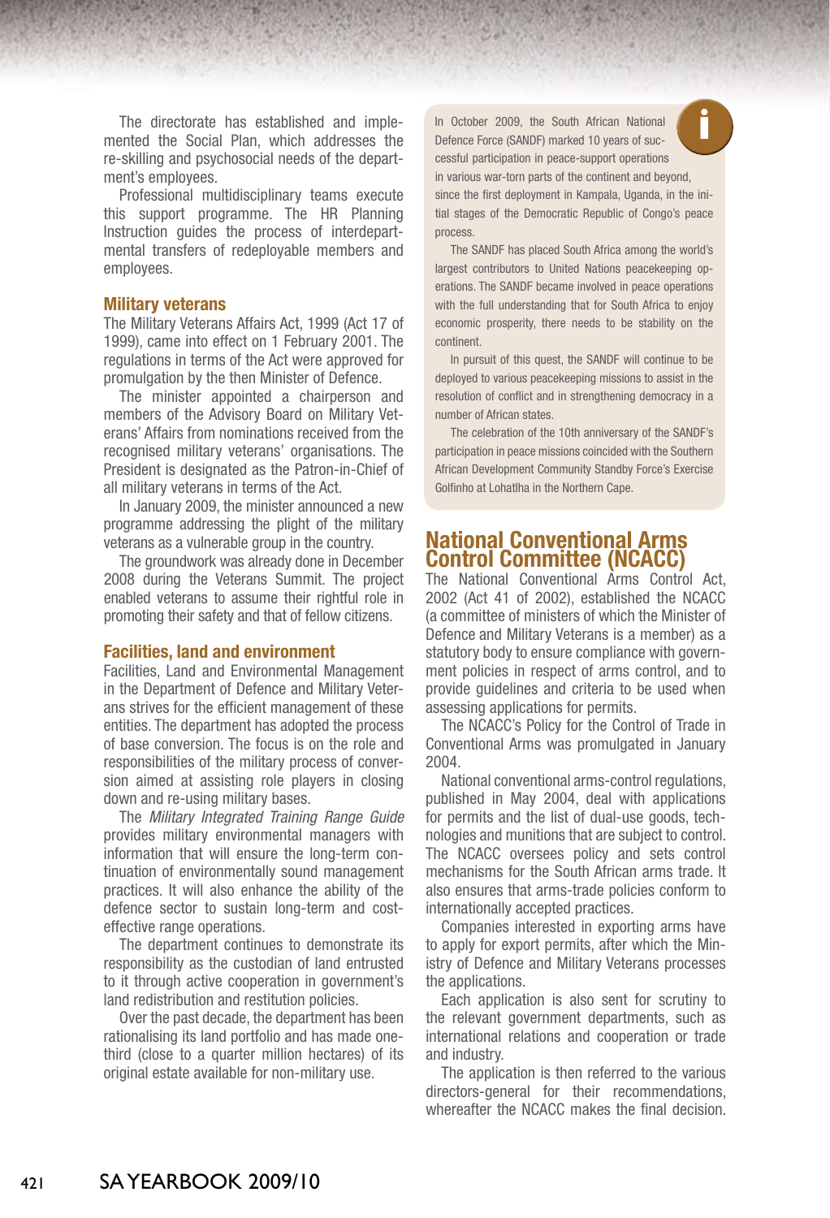The directorate has established and implemented the Social Plan, which addresses the re-skilling and psychosocial needs of the department's employees.

Professional multidisciplinary teams execute this support programme. The HR Planning Instruction guides the process of interdepartmental transfers of redeployable members and employees.

### Military veterans

The Military Veterans Affairs Act, 1999 (Act 17 of 1999), came into effect on 1 February 2001. The regulations in terms of the Act were approved for promulgation by the then Minister of Defence.

The minister appointed a chairperson and members of the Advisory Board on Military Veterans' Affairs from nominations received from the recognised military veterans' organisations. The President is designated as the Patron-in-Chief of all military veterans in terms of the Act.

In January 2009, the minister announced a new programme addressing the plight of the military veterans as a vulnerable group in the country.

The groundwork was already done in December 2008 during the Veterans Summit. The project enabled veterans to assume their rightful role in promoting their safety and that of fellow citizens.

### Facilities, land and environment

Facilities, Land and Environmental Management in the Department of Defence and Military Veterans strives for the efficient management of these entities. The department has adopted the process of base conversion. The focus is on the role and responsibilities of the military process of conversion aimed at assisting role players in closing down and re-using military bases.

The *Military Integrated Training Range Guide* provides military environmental managers with information that will ensure the long-term continuation of environmentally sound management practices. It will also enhance the ability of the defence sector to sustain long-term and cost-effective range operations.

The department continues to demonstrate its responsibility as the custodian of land entrusted to it through active cooperation in government's land redistribution and restitution policies.

Over the past decade, the department has been rationalising its land portfolio and has made one-third (close to a quarter million hectares) of its original estate available for non-military use.

In October 2009, the South African National Defence Force (SANDF) marked 10 years of successful participation in peace-support operations in various war-torn parts of the continent and beyond, since the first deployment in Kampala, Uganda, in the initial stages of the Democratic Republic of Congo's peace process.

The SANDF has placed South Africa among the world's largest contributors to United Nations peacekeeping operations. The SANDF became involved in peace operations with the full understanding that for South Africa to enjoy economic prosperity, there needs to be stability on the continent.

In pursuit of this quest, the SANDF will continue to be deployed to various peacekeeping missions to assist in the resolution of conflict and in strengthening democracy in a number of African states.

The celebration of the 10th anniversary of the SANDF's participation in peace missions coincided with the Southern African Development Community Standby Force's Exercise Golfinho at Lohatlha in the Northern Cape.

## National Conventional Arms Control Committee (NCACC)

The National Conventional Arms Control Act, 2002 (Act 41 of 2002), established the NCACC (a committee of ministers of which the Minister of Defence and Military Veterans is a member) as a statutory body to ensure compliance with government policies in respect of arms control, and to provide guidelines and criteria to be used when assessing applications for permits.

The NCACC's Policy for the Control of Trade in Conventional Arms was promulgated in January 2004.

National conventional arms-control regulations, published in May 2004, deal with applications for permits and the list of dual-use goods, technologies and munitions that are subject to control. The NCACC oversees policy and sets control mechanisms for the South African arms trade. It also ensures that arms-trade policies conform to internationally accepted practices.

Companies interested in exporting arms have to apply for export permits, after which the Ministry of Defence and Military Veterans processes the applications.

Each application is also sent for scrutiny to the relevant government departments, such as international relations and cooperation or trade and industry.

The application is then referred to the various directors-general for their recommendations, whereafter the NCACC makes the final decision.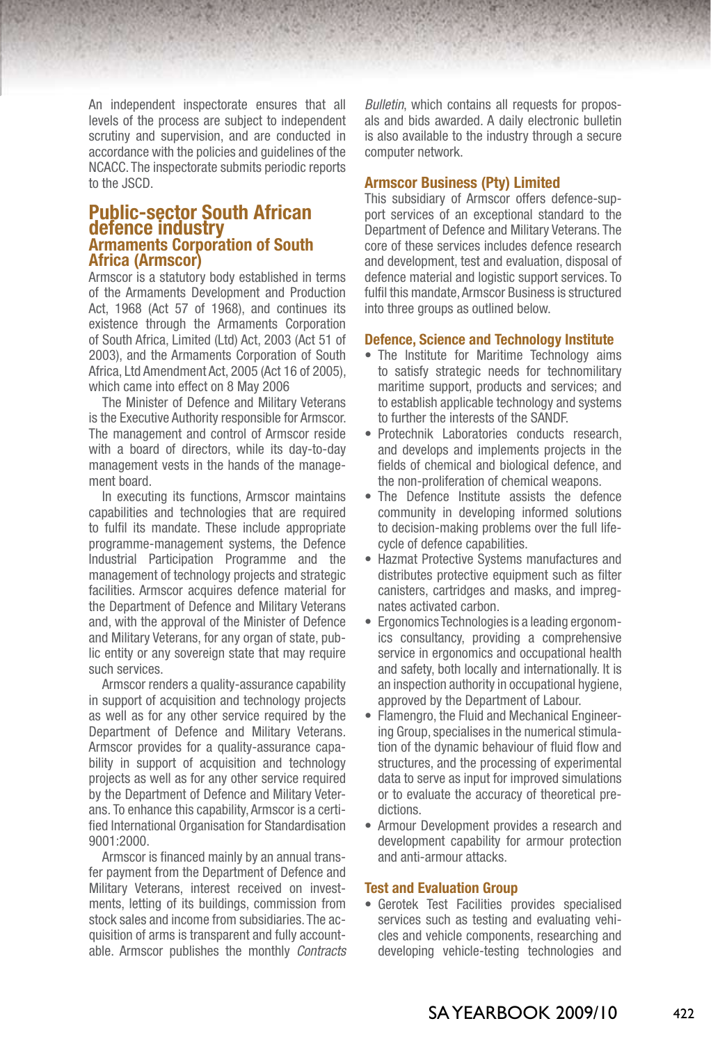An independent inspectorate ensures that all levels of the process are subject to independent scrutiny and supervision, and are conducted in accordance with the policies and guidelines of the NCACC. The inspectorate submits periodic reports to the JSCD.

## Public-sector South African defence industry

### Armaments Corporation of South Africa (Armscor)

Armscor is a statutory body established in terms of the Armaments Development and Production Act, 1968 (Act 57 of 1968), and continues its existence through the Armaments Corporation of South Africa, Limited (Ltd) Act, 2003 (Act 51 of 2003), and the Armaments Corporation of South Africa, Ltd Amendment Act, 2005 (Act 16 of 2005), which came into effect on 8 May 2006

The Minister of Defence and Military Veterans is the Executive Authority responsible for Armscor. The management and control of Armscor reside with a board of directors, while its day-to-day management vests in the hands of the management board.

In executing its functions, Armscor maintains capabilities and technologies that are required to fulfil its mandate. These include appropriate programme-management systems, the Defence Industrial Participation Programme and the management of technology projects and strategic facilities. Armscor acquires defence material for the Department of Defence and Military Veterans and, with the approval of the Minister of Defence and Military Veterans, for any organ of state, public entity or any sovereign state that may require such services.

Armscor renders a quality-assurance capability in support of acquisition and technology projects as well as for any other service required by the Department of Defence and Military Veterans. Armscor provides for a quality-assurance capability in support of acquisition and technology projects as well as for any other service required by the Department of Defence and Military Veterans. To enhance this capability, Armscor is a certified International Organisation for Standardisation 9001:2000.

Armscor is financed mainly by an annual transfer payment from the Department of Defence and Military Veterans, interest received on investments, letting of its buildings, commission from stock sales and income from subsidiaries. The acquisition of arms is transparent and fully accountable. Armscor publishes the monthly *Contracts Bulletin*, which contains all requests for proposals and bids awarded. A daily electronic bulletin is also available to the industry through a secure computer network.

### Armscor Business (Pty) Limited

This subsidiary of Armscor offers defence-support services of an exceptional standard to the Department of Defence and Military Veterans. The core of these services includes defence research and development, test and evaluation, disposal of defence material and logistic support services. To fulfil this mandate, Armscor Business is structured into three groups as outlined below.

### Defence, Science and Technology Institute

- The Institute for Maritime Technology aims to satisfy strategic needs for technomilitary maritime support, products and services; and to establish applicable technology and systems to further the interests of the SANDF.
- Protechnik Laboratories conducts research, and develops and implements projects in the fields of chemical and biological defence, and the non-proliferation of chemical weapons.
- The Defence Institute assists the defence community in developing informed solutions to decision-making problems over the full life-cycle of defence capabilities.
- Hazmat Protective Systems manufactures and distributes protective equipment such as filter canisters, cartridges and masks, and impregnates activated carbon.
- Ergonomics Technologies is a leading ergonomics consultancy, providing a comprehensive service in ergonomics and occupational health and safety, both locally and internationally. It is an inspection authority in occupational hygiene, approved by the Department of Labour.
- Flamengro, the Fluid and Mechanical Engineering Group, specialises in the numerical stimulation of the dynamic behaviour of fluid flow and structures, and the processing of experimental data to serve as input for improved simulations or to evaluate the accuracy of theoretical predictions.
- Armour Development provides a research and development capability for armour protection and anti-armour attacks.

### Test and Evaluation Group

- Gerotek Test Facilities provides specialised services such as testing and evaluating vehicles and vehicle components, researching and developing vehicle-testing technologies and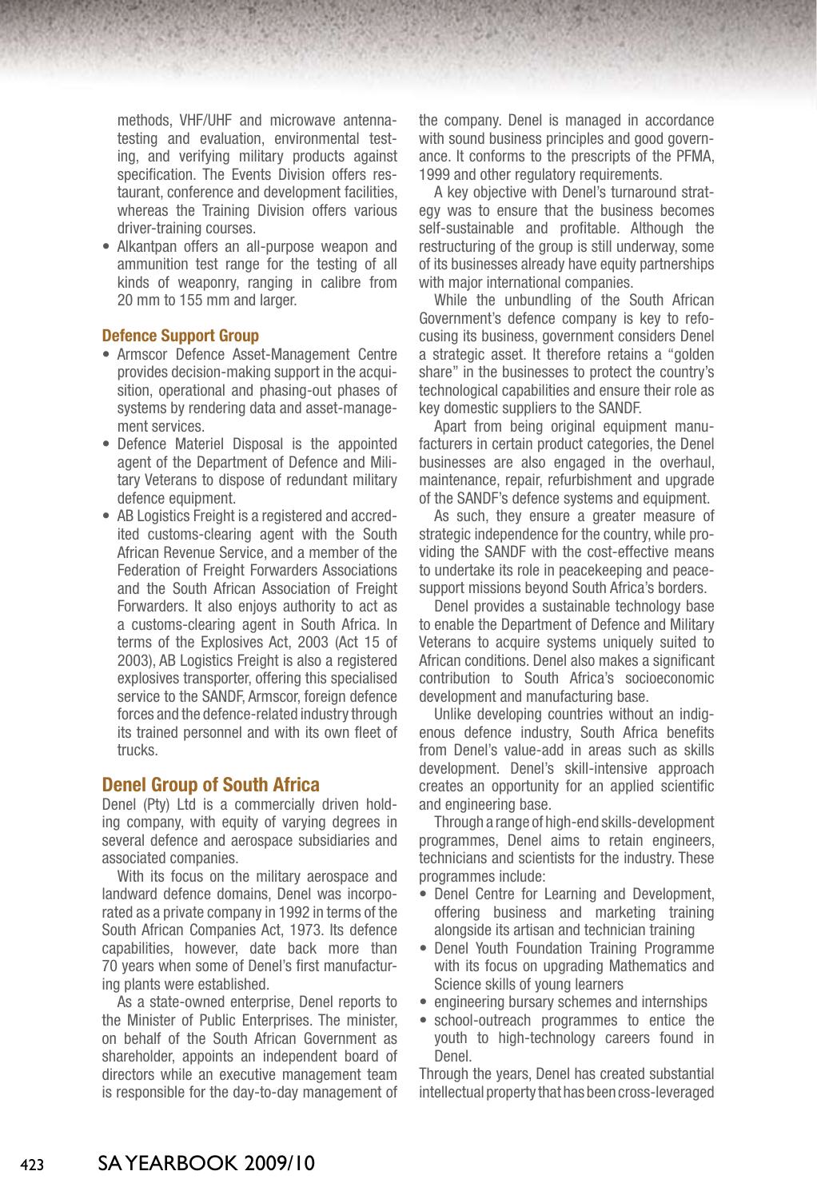methods, VHF/UHF and microwave antenna-testing and evaluation, environmental testing, and verifying military products against specification. The Events Division offers restaurant, conference and development facilities, whereas the Training Division offers various driver-training courses.

- Alkantpan offers an all-purpose weapon and ammunition test range for the testing of all kinds of weaponry, ranging in calibre from 20 mm to 155 mm and larger.

### Defence Support Group

- Armscor Defence Asset-Management Centre provides decision-making support in the acquisition, operational and phasing-out phases of systems by rendering data and asset-management services.
- Defence Materiel Disposal is the appointed agent of the Department of Defence and Military Veterans to dispose of redundant military defence equipment.
- AB Logistics Freight is a registered and accredited customs-clearing agent with the South African Revenue Service, and a member of the Federation of Freight Forwarders Associations and the South African Association of Freight Forwarders. It also enjoys authority to act as a customs-clearing agent in South Africa. In terms of the Explosives Act, 2003 (Act 15 of 2003), AB Logistics Freight is also a registered explosives transporter, offering this specialised service to the SANDF, Armscor, foreign defence forces and the defence-related industry through its trained personnel and with its own fleet of trucks.

## Denel Group of South Africa

Denel (Pty) Ltd is a commercially driven holding company, with equity of varying degrees in several defence and aerospace subsidiaries and associated companies.

With its focus on the military aerospace and landward defence domains, Denel was incorporated as a private company in 1992 in terms of the South African Companies Act, 1973. Its defence capabilities, however, date back more than 70 years when some of Denel's first manufacturing plants were established.

As a state-owned enterprise, Denel reports to the Minister of Public Enterprises. The minister, on behalf of the South African Government as shareholder, appoints an independent board of directors while an executive management team is responsible for the day-to-day management of the company. Denel is managed in accordance with sound business principles and good governance. It conforms to the prescripts of the PFMA, 1999 and other regulatory requirements.

A key objective with Denel's turnaround strategy was to ensure that the business becomes self-sustainable and profitable. Although the restructuring of the group is still underway, some of its businesses already have equity partnerships with major international companies.

While the unbundling of the South African Government's defence company is key to refocusing its business, government considers Denel a strategic asset. It therefore retains a "golden share" in the businesses to protect the country's technological capabilities and ensure their role as key domestic suppliers to the SANDF.

Apart from being original equipment manufacturers in certain product categories, the Denel businesses are also engaged in the overhaul, maintenance, repair, refurbishment and upgrade of the SANDF's defence systems and equipment.

As such, they ensure a greater measure of strategic independence for the country, while providing the SANDF with the cost-effective means to undertake its role in peacekeeping and peace-support missions beyond South Africa's borders.

Denel provides a sustainable technology base to enable the Department of Defence and Military Veterans to acquire systems uniquely suited to African conditions. Denel also makes a significant contribution to South Africa's socioeconomic development and manufacturing base.

Unlike developing countries without an indigenous defence industry, South Africa benefits from Denel's value-add in areas such as skills development. Denel's skill-intensive approach creates an opportunity for an applied scientific and engineering base.

Through a range of high-end skills-development programmes, Denel aims to retain engineers, technicians and scientists for the industry. These programmes include:

- Denel Centre for Learning and Development, offering business and marketing training alongside its artisan and technician training
- Denel Youth Foundation Training Programme with its focus on upgrading Mathematics and Science skills of young learners
- engineering bursary schemes and internships
- school-outreach programmes to entice the youth to high-technology careers found in Denel.

Through the years, Denel has created substantial intellectual property that has been cross-leveraged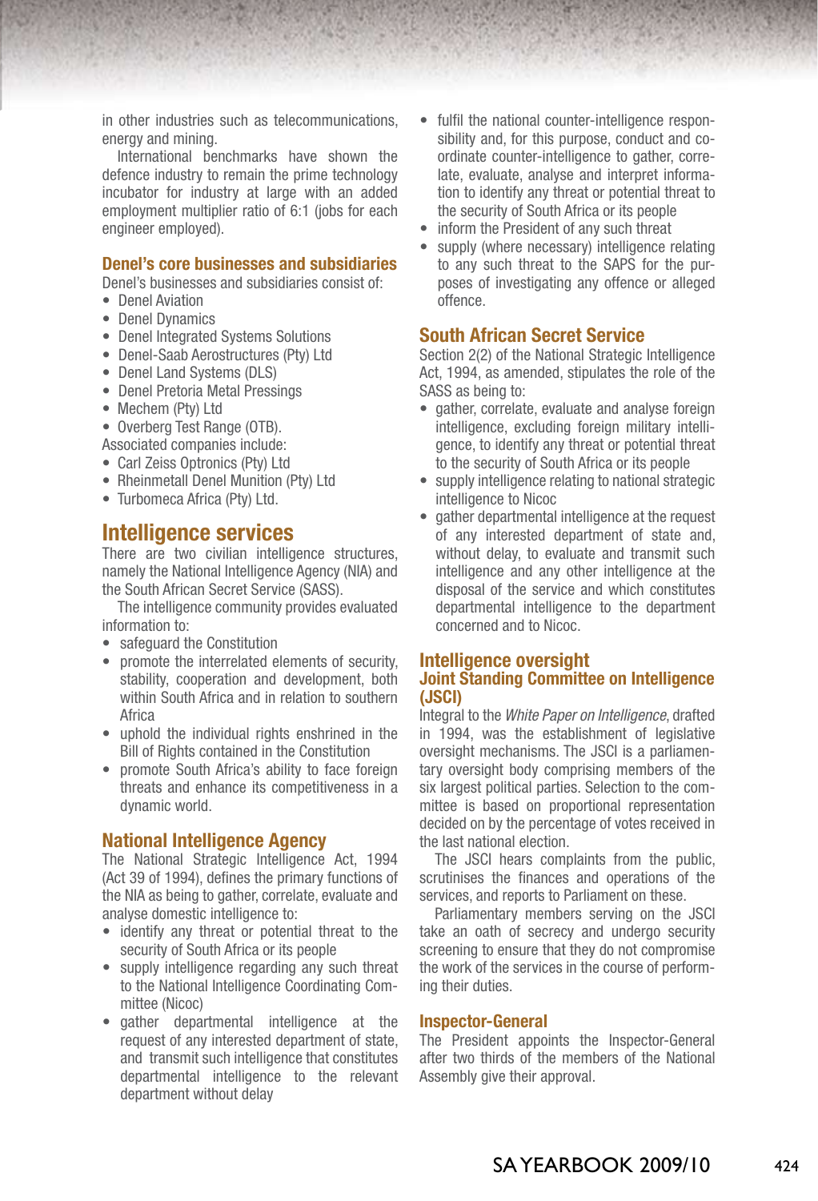in other industries such as telecommunications, energy and mining.

International benchmarks have shown the defence industry to remain the prime technology incubator for industry at large with an added employment multiplier ratio of 6:1 (jobs for each engineer employed).

### Denel's core businesses and subsidiaries

Denel's businesses and subsidiaries consist of:

- Denel Aviation
- Denel Dynamics
- Denel Integrated Systems Solutions
- Denel-Saab Aerostructures (Pty) Ltd
- Denel Land Systems (DLS)
- Denel Pretoria Metal Pressings
- Mechem (Pty) Ltd
- Overberg Test Range (OTB).

Associated companies include:

- Carl Zeiss Optronics (Pty) Ltd
- Rheinmetall Denel Munition (Pty) Ltd
- Turbomeca Africa (Pty) Ltd.

## Intelligence services

There are two civilian intelligence structures, namely the National Intelligence Agency (NIA) and the South African Secret Service (SASS).

The intelligence community provides evaluated information to:

- safeguard the Constitution
- promote the interrelated elements of security, stability, cooperation and development, both within South Africa and in relation to southern Africa
- uphold the individual rights enshrined in the Bill of Rights contained in the Constitution
- promote South Africa's ability to face foreign threats and enhance its competitiveness in a dynamic world.

### National Intelligence Agency

The National Strategic Intelligence Act, 1994 (Act 39 of 1994), defines the primary functions of the NIA as being to gather, correlate, evaluate and analyse domestic intelligence to:

- identify any threat or potential threat to the security of South Africa or its people
- supply intelligence regarding any such threat to the National Intelligence Coordinating Committee (Nicoc)
- gather departmental intelligence at the request of any interested department of state, and transmit such intelligence that constitutes departmental intelligence to the relevant department without delay
- fulfil the national counter-intelligence responsibility and, for this purpose, conduct and co-ordinate counter-intelligence to gather, correlate, evaluate, analyse and interpret information to identify any threat or potential threat to the security of South Africa or its people
- inform the President of any such threat
- supply (where necessary) intelligence relating to any such threat to the SAPS for the purposes of investigating any offence or alleged offence.

### South African Secret Service

Section 2(2) of the National Strategic Intelligence Act, 1994, as amended, stipulates the role of the SASS as being to:

- gather, correlate, evaluate and analyse foreign intelligence, excluding foreign military intelligence, to identify any threat or potential threat to the security of South Africa or its people
- supply intelligence relating to national strategic intelligence to Nicoc
- gather departmental intelligence at the request of any interested department of state and, without delay, to evaluate and transmit such intelligence and any other intelligence at the disposal of the service and which constitutes departmental intelligence to the department concerned and to Nicoc.

### Intelligence oversight

#### Joint Standing Committee on Intelligence (JSCI)

Integral to the *White Paper on Intelligence*, drafted in 1994, was the establishment of legislative oversight mechanisms. The JSCI is a parliamentary oversight body comprising members of the six largest political parties. Selection to the committee is based on proportional representation decided on by the percentage of votes received in the last national election.

The JSCI hears complaints from the public, scrutinises the finances and operations of the services, and reports to Parliament on these.

Parliamentary members serving on the JSCI take an oath of secrecy and undergo security screening to ensure that they do not compromise the work of the services in the course of performing their duties.

#### Inspector-General

The President appoints the Inspector-General after two thirds of the members of the National Assembly give their approval.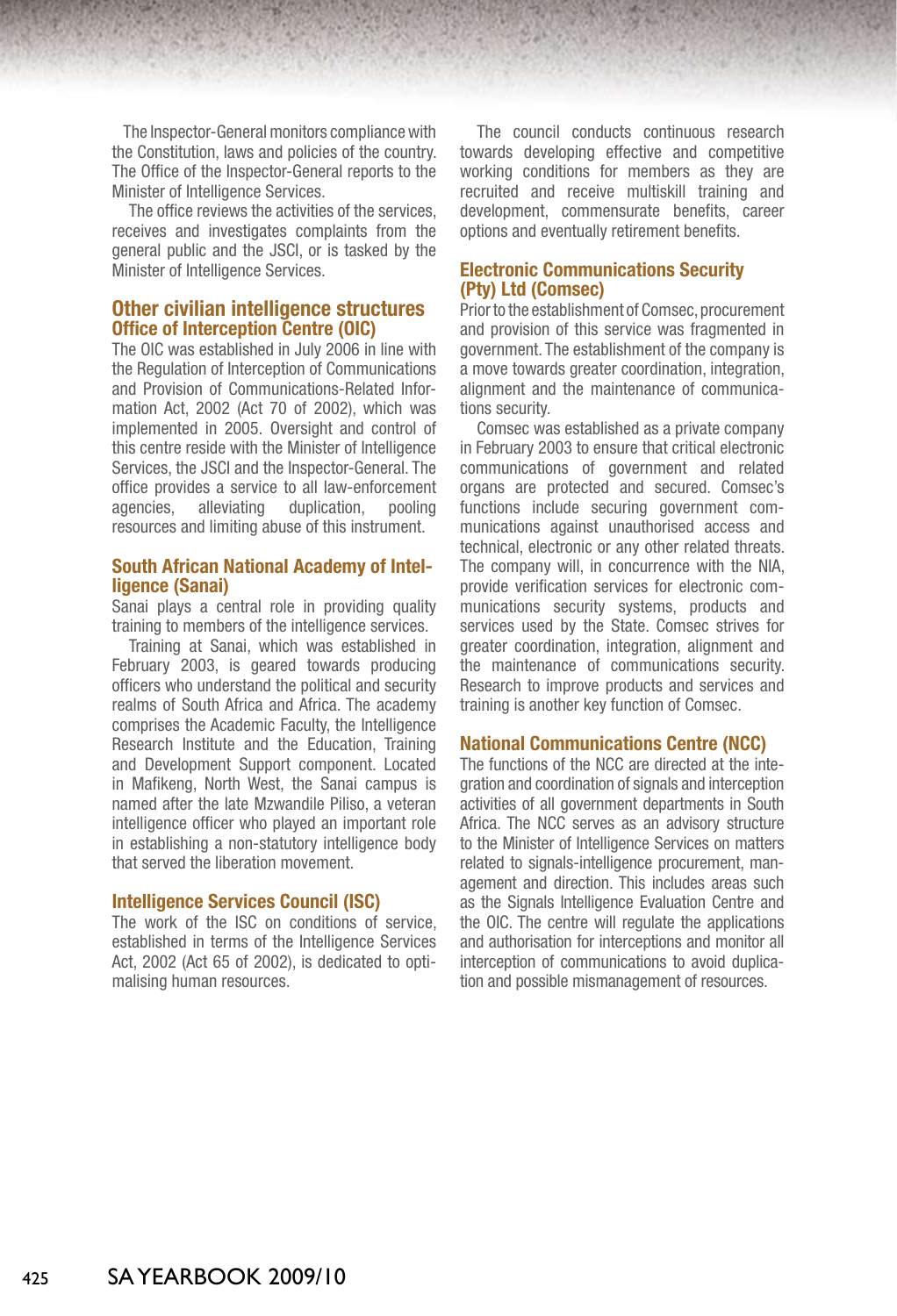The Inspector-General monitors compliance with the Constitution, laws and policies of the country. The Office of the Inspector-General reports to the Minister of Intelligence Services.

The office reviews the activities of the services, receives and investigates complaints from the general public and the JSCI, or is tasked by the Minister of Intelligence Services.

## Other civilian intelligence structures

### Office of Interception Centre (OIC)

The OIC was established in July 2006 in line with the Regulation of Interception of Communications and Provision of Communications-Related Information Act, 2002 (Act 70 of 2002), which was implemented in 2005. Oversight and control of this centre reside with the Minister of Intelligence Services, the JSCI and the Inspector-General. The office provides a service to all law-enforcement agencies, alleviating duplication, pooling resources and limiting abuse of this instrument.

### South African National Academy of Intelligence (Sanai)

Sanai plays a central role in providing quality training to members of the intelligence services.

Training at Sanai, which was established in February 2003, is geared towards producing officers who understand the political and security realms of South Africa and Africa. The academy comprises the Academic Faculty, the Intelligence Research Institute and the Education, Training and Development Support component. Located in Mafikeng, North West, the Sanai campus is named after the late Mzwandile Piliso, a veteran intelligence officer who played an important role in establishing a non-statutory intelligence body that served the liberation movement.

### Intelligence Services Council (ISC)

The work of the ISC on conditions of service, established in terms of the Intelligence Services Act, 2002 (Act 65 of 2002), is dedicated to optimalising human resources.

The council conducts continuous research towards developing effective and competitive working conditions for members as they are recruited and receive multiskill training and development, commensurate benefits, career options and eventually retirement benefits.

### Electronic Communications Security (Pty) Ltd (Comsec)

Prior to the establishment of Comsec, procurement and provision of this service was fragmented in government. The establishment of the company is a move towards greater coordination, integration, alignment and the maintenance of communications security.

Comsec was established as a private company in February 2003 to ensure that critical electronic communications of government and related organs are protected and secured. Comsec's functions include securing government communications against unauthorised access and technical, electronic or any other related threats. The company will, in concurrence with the NIA, provide verification services for electronic communications security systems, products and services used by the State. Comsec strives for greater coordination, integration, alignment and the maintenance of communications security. Research to improve products and services and training is another key function of Comsec.

### National Communications Centre (NCC)

The functions of the NCC are directed at the integration and coordination of signals and interception activities of all government departments in South Africa. The NCC serves as an advisory structure to the Minister of Intelligence Services on matters related to signals-intelligence procurement, management and direction. This includes areas such as the Signals Intelligence Evaluation Centre and the OIC. The centre will regulate the applications and authorisation for interceptions and monitor all interception of communications to avoid duplication and possible mismanagement of resources.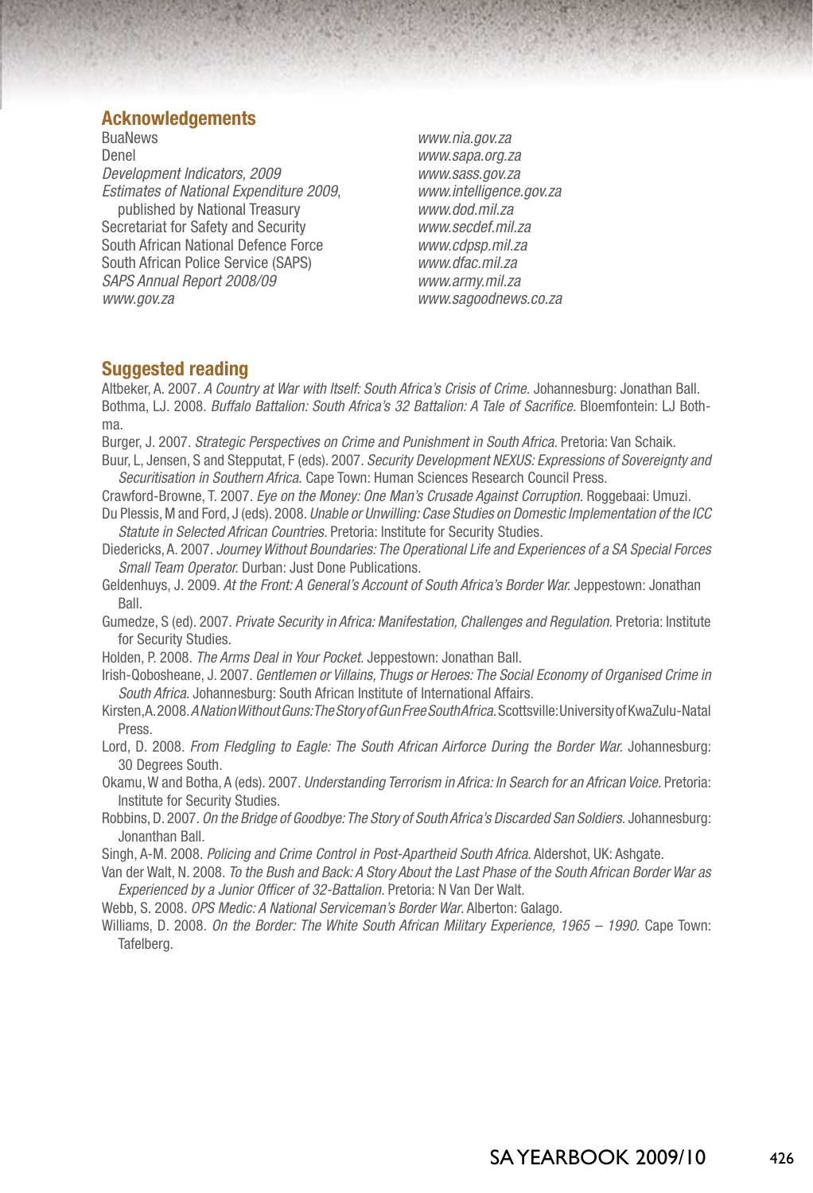## Acknowledgements

BuaNews
Denel
*Development Indicators, 2009*
*Estimates of National Expenditure 2009*, published by National Treasury
Secretariat for Safety and Security
South African National Defence Force
South African Police Service (SAPS)
*SAPS Annual Report 2008/09*
*www.gov.za*
*www.nia.gov.za*
*www.sapa.org.za*
*www.sass.gov.za*
*www.intelligence.gov.za*
*www.dod.mil.za*
*www.secdef.mil.za*
*www.cdpsp.mil.za*
*www.dfac.mil.za*
*www.army.mil.za*
*www.sagoodnews.co.za*

## Suggested reading

Altbeker, A. 2007. *A Country at War with Itself: South Africa's Crisis of Crime.* Johannesburg: Jonathan Ball.

Bothma, LJ. 2008. *Buffalo Battalion: South Africa's 32 Battalion: A Tale of Sacrifice.* Bloemfontein: LJ Bothma.

Burger, J. 2007. *Strategic Perspectives on Crime and Punishment in South Africa.* Pretoria: Van Schaik.

Buur, L, Jensen, S and Stepputat, F (eds). 2007. *Security Development NEXUS: Expressions of Sovereignty and Securitisation in Southern Africa.* Cape Town: Human Sciences Research Council Press.

Crawford-Browne, T. 2007. *Eye on the Money: One Man's Crusade Against Corruption.* Roggebaai: Umuzi.

Du Plessis, M and Ford, J (eds). 2008. *Unable or Unwilling: Case Studies on Domestic Implementation of the ICC Statute in Selected African Countries.* Pretoria: Institute for Security Studies.

Diedericks, A. 2007. *Journey Without Boundaries: The Operational Life and Experiences of a SA Special Forces Small Team Operator.* Durban: Just Done Publications.

Geldenhuys, J. 2009. *At the Front: A General's Account of South Africa's Border War.* Jeppestown: Jonathan Ball.

Gumedze, S (ed). 2007. *Private Security in Africa: Manifestation, Challenges and Regulation.* Pretoria: Institute for Security Studies.

Holden, P. 2008. *The Arms Deal in Your Pocket.* Jeppestown: Jonathan Ball.

Irish-Qobosheane, J. 2007. *Gentlemen or Villains, Thugs or Heroes: The Social Economy of Organised Crime in South Africa.* Johannesburg: South African Institute of International Affairs.

Kirsten, A. 2008. *A Nation Without Guns: The Story of Gun Free South Africa.* Scottsville: University of KwaZulu-Natal Press.

Lord, D. 2008. *From Fledgling to Eagle: The South African Airforce During the Border War.* Johannesburg: 30 Degrees South.

Okamu, W and Botha, A (eds). 2007. *Understanding Terrorism in Africa: In Search for an African Voice.* Pretoria: Institute for Security Studies.

Robbins, D. 2007. *On the Bridge of Goodbye: The Story of South Africa's Discarded San Soldiers.* Johannesburg: Jonanthan Ball.

Singh, A-M. 2008. *Policing and Crime Control in Post-Apartheid South Africa.* Aldershot, UK: Ashgate.

Van der Walt, N. 2008. *To the Bush and Back: A Story About the Last Phase of the South African Border War as Experienced by a Junior Officer of 32-Battalion.* Pretoria: N Van Der Walt.

Webb, S. 2008. *OPS Medic: A National Serviceman's Border War.* Alberton: Galago.

Williams, D. 2008. *On the Border: The White South African Military Experience, 1965 – 1990.* Cape Town: Tafelberg.